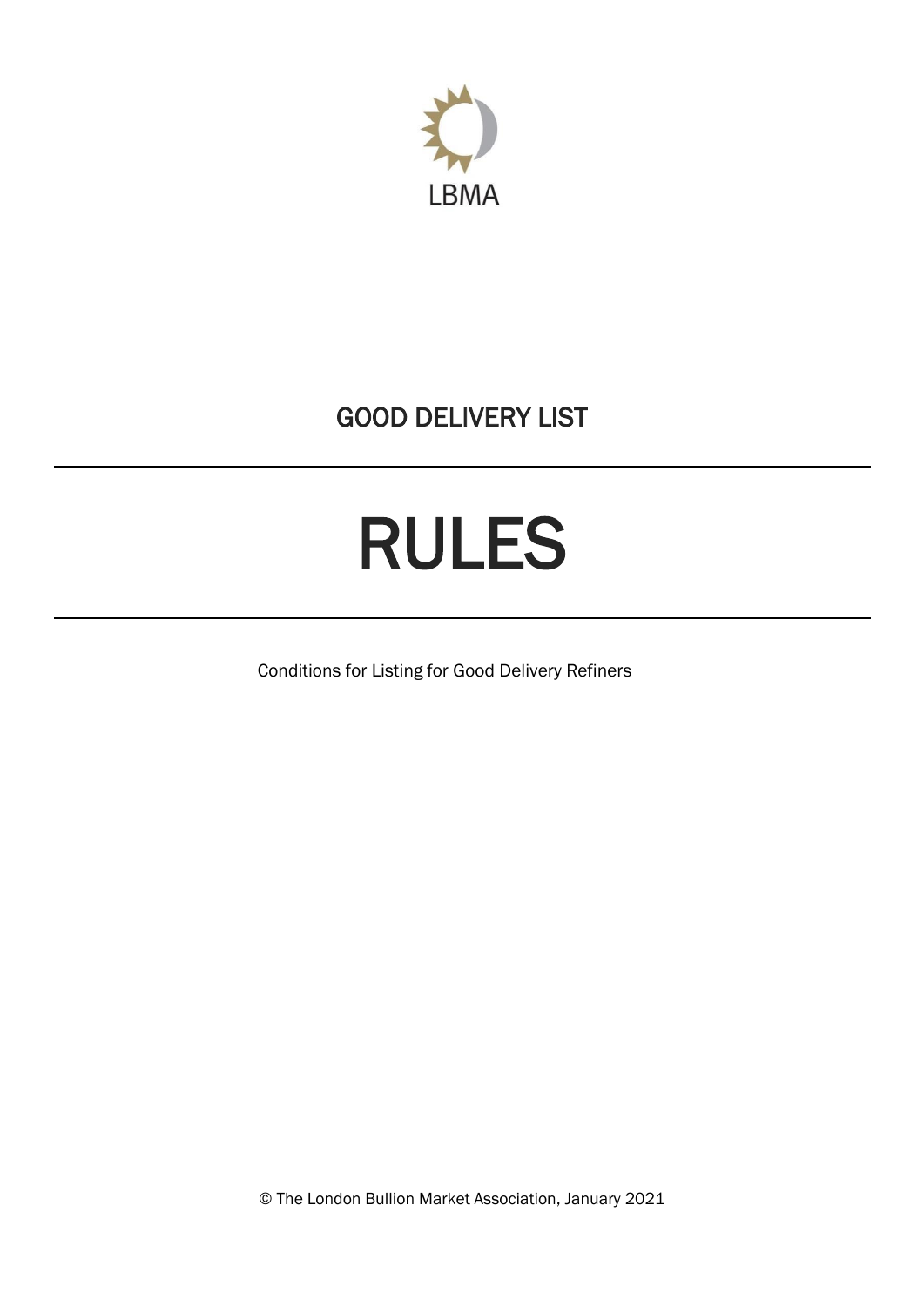LBMA

# GOOD DELIVERY LIST

# RULES

Conditions for Listing for Good Delivery Refiners

© The London Bullion Market Association, January 2021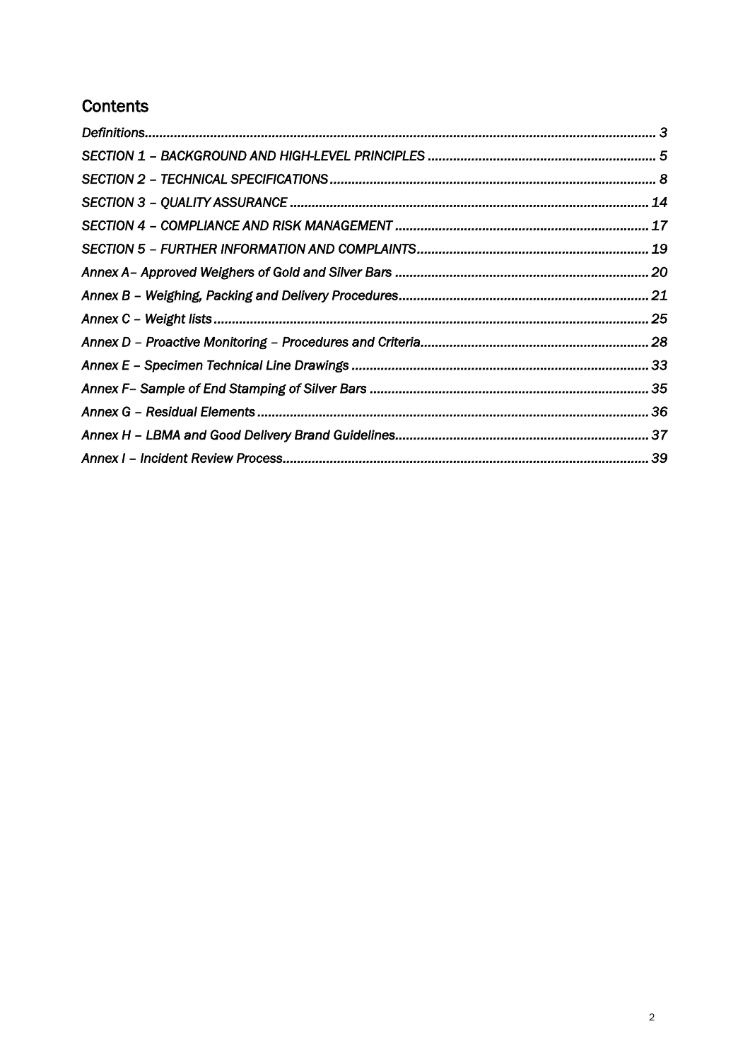## Contents

*Definitions* ..... 3

*SECTION 1 – BACKGROUND AND HIGH-LEVEL PRINCIPLES* ..... 5

*SECTION 2 – TECHNICAL SPECIFICATIONS* ..... 8

*SECTION 3 – QUALITY ASSURANCE* ..... 14

*SECTION 4 – COMPLIANCE AND RISK MANAGEMENT* ..... 17

*SECTION 5 – FURTHER INFORMATION AND COMPLAINTS* ..... 19

*Annex A– Approved Weighers of Gold and Silver Bars* ..... 20

*Annex B – Weighing, Packing and Delivery Procedures* ..... 21

*Annex C – Weight lists* ..... 25

*Annex D – Proactive Monitoring – Procedures and Criteria* ..... 28

*Annex E – Specimen Technical Line Drawings* ..... 33

*Annex F– Sample of End Stamping of Silver Bars* ..... 35

*Annex G – Residual Elements* ..... 36

*Annex H – LBMA and Good Delivery Brand Guidelines* ..... 37

*Annex I – Incident Review Process* ..... 39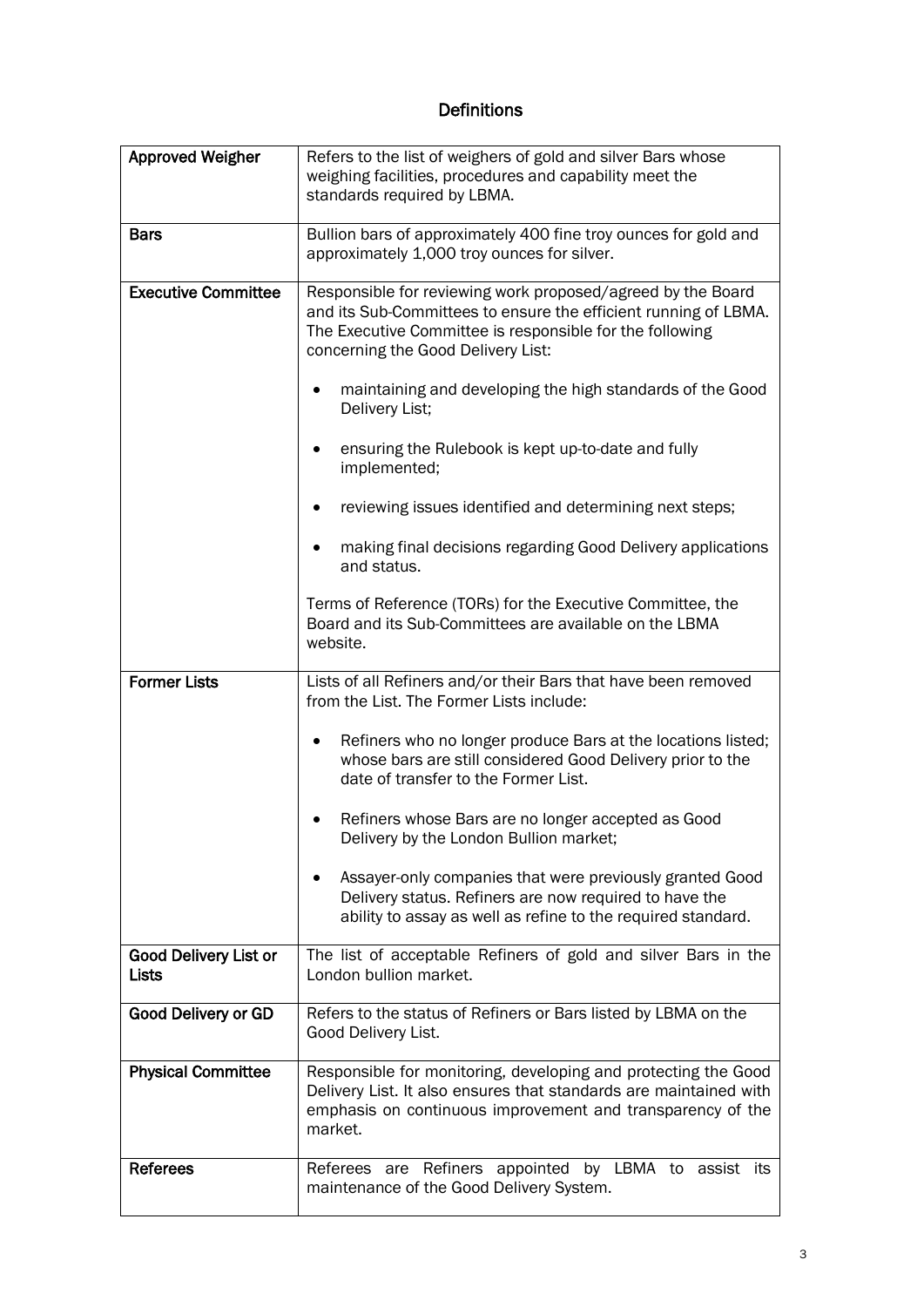# Definitions

| | |
|---|---|
| **Approved Weigher** | Refers to the list of weighers of gold and silver Bars whose weighing facilities, procedures and capability meet the standards required by LBMA. |
| **Bars** | Bullion bars of approximately 400 fine troy ounces for gold and approximately 1,000 troy ounces for silver. |
| **Executive Committee** | Responsible for reviewing work proposed/agreed by the Board and its Sub-Committees to ensure the efficient running of LBMA. The Executive Committee is responsible for the following concerning the Good Delivery List:<br><br>• maintaining and developing the high standards of the Good Delivery List;<br><br>• ensuring the Rulebook is kept up-to-date and fully implemented;<br><br>• reviewing issues identified and determining next steps;<br><br>• making final decisions regarding Good Delivery applications and status.<br><br>Terms of Reference (TORs) for the Executive Committee, the Board and its Sub-Committees are available on the LBMA website. |
| **Former Lists** | Lists of all Refiners and/or their Bars that have been removed from the List. The Former Lists include:<br><br>• Refiners who no longer produce Bars at the locations listed; whose bars are still considered Good Delivery prior to the date of transfer to the Former List.<br><br>• Refiners whose Bars are no longer accepted as Good Delivery by the London Bullion market;<br><br>• Assayer-only companies that were previously granted Good Delivery status. Refiners are now required to have the ability to assay as well as refine to the required standard. |
| **Good Delivery List or Lists** | The list of acceptable Refiners of gold and silver Bars in the London bullion market. |
| **Good Delivery or GD** | Refers to the status of Refiners or Bars listed by LBMA on the Good Delivery List. |
| **Physical Committee** | Responsible for monitoring, developing and protecting the Good Delivery List. It also ensures that standards are maintained with emphasis on continuous improvement and transparency of the market. |
| **Referees** | Referees are Refiners appointed by LBMA to assist its maintenance of the Good Delivery System. |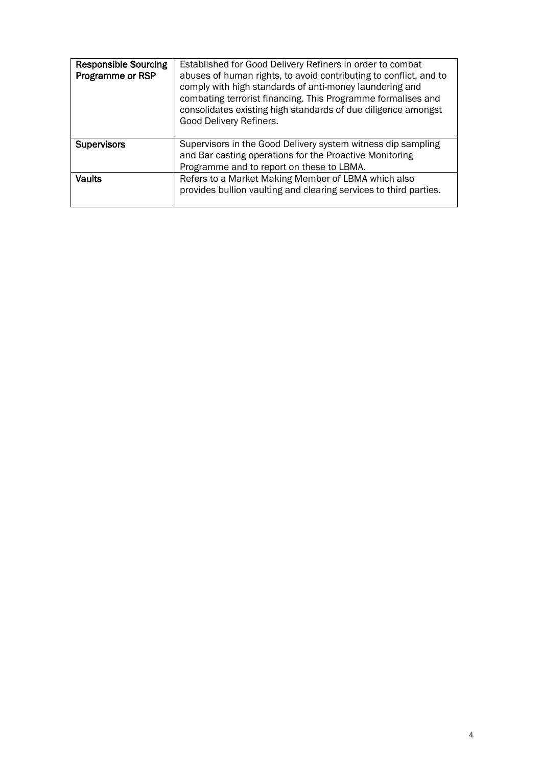| | |
|---|---|
| **Responsible Sourcing Programme or RSP** | Established for Good Delivery Refiners in order to combat abuses of human rights, to avoid contributing to conflict, and to comply with high standards of anti-money laundering and combating terrorist financing. This Programme formalises and consolidates existing high standards of due diligence amongst Good Delivery Refiners. |
| **Supervisors** | Supervisors in the Good Delivery system witness dip sampling and Bar casting operations for the Proactive Monitoring Programme and to report on these to LBMA. |
| **Vaults** | Refers to a Market Making Member of LBMA which also provides bullion vaulting and clearing services to third parties. |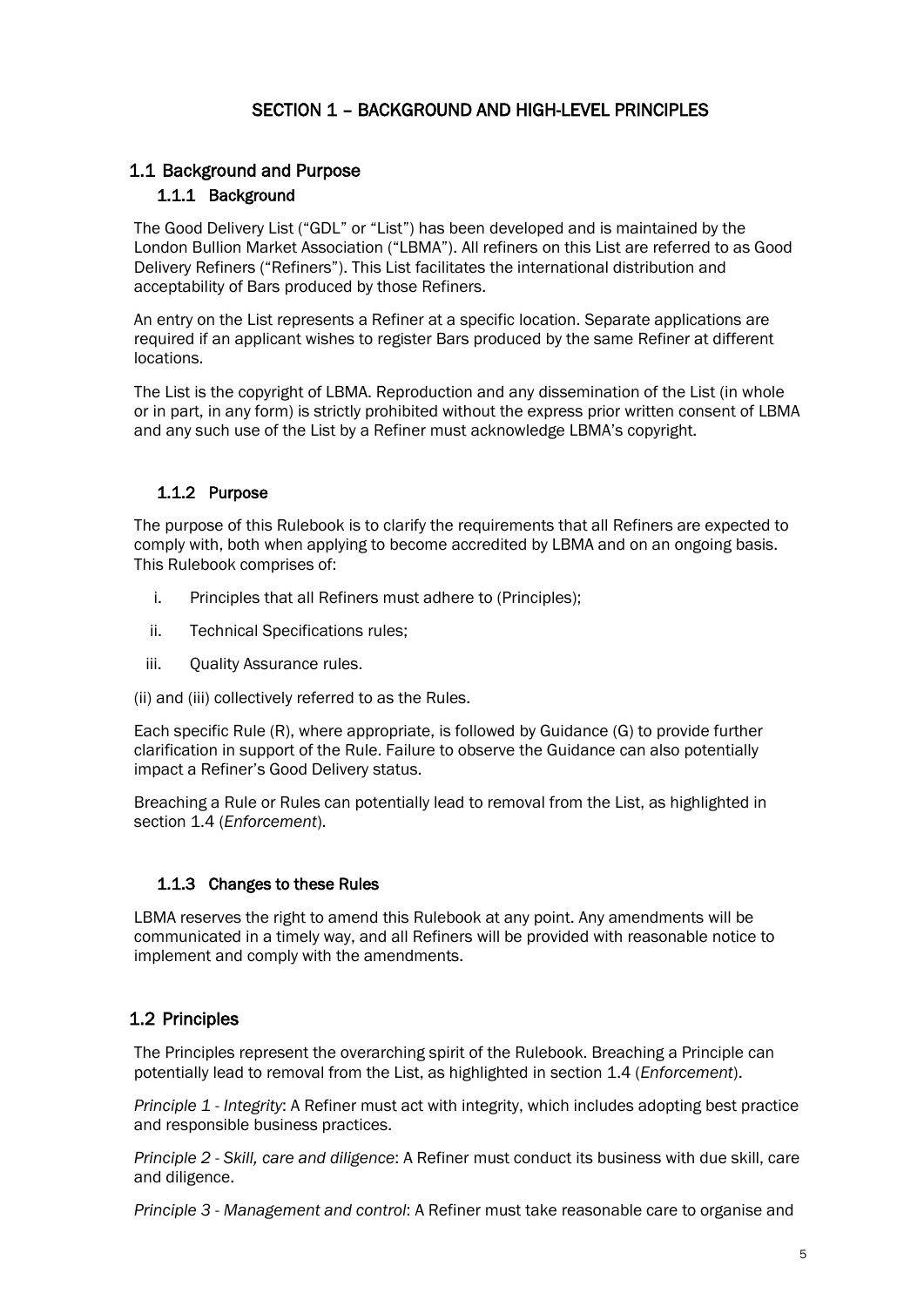# SECTION 1 – BACKGROUND AND HIGH-LEVEL PRINCIPLES

## 1.1 Background and Purpose

### 1.1.1 Background

The Good Delivery List ("GDL" or "List") has been developed and is maintained by the London Bullion Market Association ("LBMA"). All refiners on this List are referred to as Good Delivery Refiners ("Refiners"). This List facilitates the international distribution and acceptability of Bars produced by those Refiners.

An entry on the List represents a Refiner at a specific location. Separate applications are required if an applicant wishes to register Bars produced by the same Refiner at different locations.

The List is the copyright of LBMA. Reproduction and any dissemination of the List (in whole or in part, in any form) is strictly prohibited without the express prior written consent of LBMA and any such use of the List by a Refiner must acknowledge LBMA's copyright.

### 1.1.2 Purpose

The purpose of this Rulebook is to clarify the requirements that all Refiners are expected to comply with, both when applying to become accredited by LBMA and on an ongoing basis. This Rulebook comprises of:

i. Principles that all Refiners must adhere to (Principles);

ii. Technical Specifications rules;

iii. Quality Assurance rules.

(ii) and (iii) collectively referred to as the Rules.

Each specific Rule (R), where appropriate, is followed by Guidance (G) to provide further clarification in support of the Rule. Failure to observe the Guidance can also potentially impact a Refiner's Good Delivery status.

Breaching a Rule or Rules can potentially lead to removal from the List, as highlighted in section 1.4 (*Enforcement*).

### 1.1.3 Changes to these Rules

LBMA reserves the right to amend this Rulebook at any point. Any amendments will be communicated in a timely way, and all Refiners will be provided with reasonable notice to implement and comply with the amendments.

## 1.2 Principles

The Principles represent the overarching spirit of the Rulebook. Breaching a Principle can potentially lead to removal from the List, as highlighted in section 1.4 (*Enforcement*).

*Principle 1 - Integrity*: A Refiner must act with integrity, which includes adopting best practice and responsible business practices.

*Principle 2 - Skill, care and diligence*: A Refiner must conduct its business with due skill, care and diligence.

*Principle 3 - Management and control*: A Refiner must take reasonable care to organise and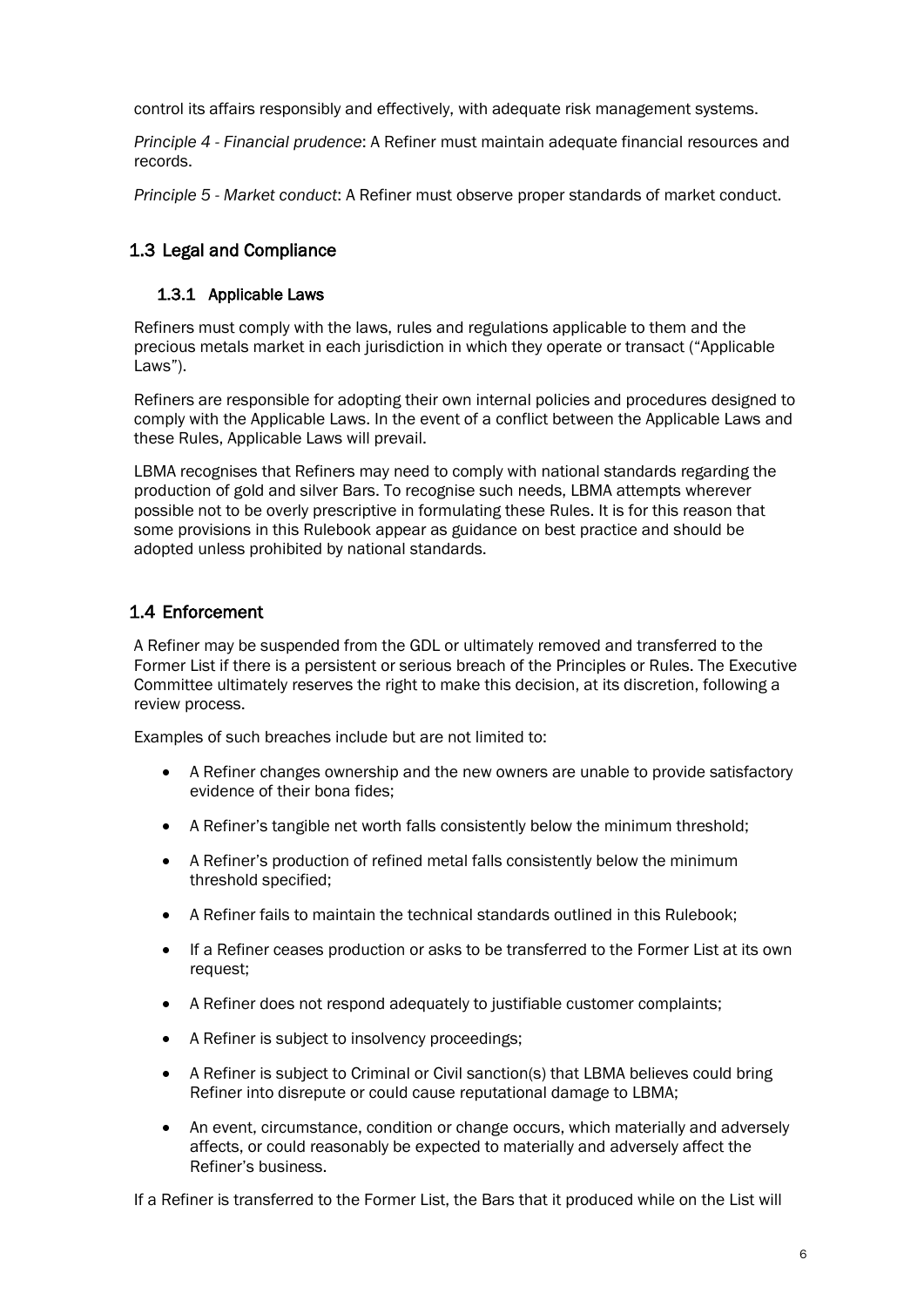control its affairs responsibly and effectively, with adequate risk management systems.

*Principle 4 - Financial prudence*: A Refiner must maintain adequate financial resources and records.

*Principle 5 - Market conduct*: A Refiner must observe proper standards of market conduct.

## 1.3 Legal and Compliance

### 1.3.1 Applicable Laws

Refiners must comply with the laws, rules and regulations applicable to them and the precious metals market in each jurisdiction in which they operate or transact ("Applicable Laws").

Refiners are responsible for adopting their own internal policies and procedures designed to comply with the Applicable Laws. In the event of a conflict between the Applicable Laws and these Rules, Applicable Laws will prevail.

LBMA recognises that Refiners may need to comply with national standards regarding the production of gold and silver Bars. To recognise such needs, LBMA attempts wherever possible not to be overly prescriptive in formulating these Rules. It is for this reason that some provisions in this Rulebook appear as guidance on best practice and should be adopted unless prohibited by national standards.

## 1.4 Enforcement

A Refiner may be suspended from the GDL or ultimately removed and transferred to the Former List if there is a persistent or serious breach of the Principles or Rules. The Executive Committee ultimately reserves the right to make this decision, at its discretion, following a review process.

Examples of such breaches include but are not limited to:

- A Refiner changes ownership and the new owners are unable to provide satisfactory evidence of their bona fides;
- A Refiner's tangible net worth falls consistently below the minimum threshold;
- A Refiner's production of refined metal falls consistently below the minimum threshold specified;
- A Refiner fails to maintain the technical standards outlined in this Rulebook;
- If a Refiner ceases production or asks to be transferred to the Former List at its own request;
- A Refiner does not respond adequately to justifiable customer complaints;
- A Refiner is subject to insolvency proceedings;
- A Refiner is subject to Criminal or Civil sanction(s) that LBMA believes could bring Refiner into disrepute or could cause reputational damage to LBMA;
- An event, circumstance, condition or change occurs, which materially and adversely affects, or could reasonably be expected to materially and adversely affect the Refiner's business.

If a Refiner is transferred to the Former List, the Bars that it produced while on the List will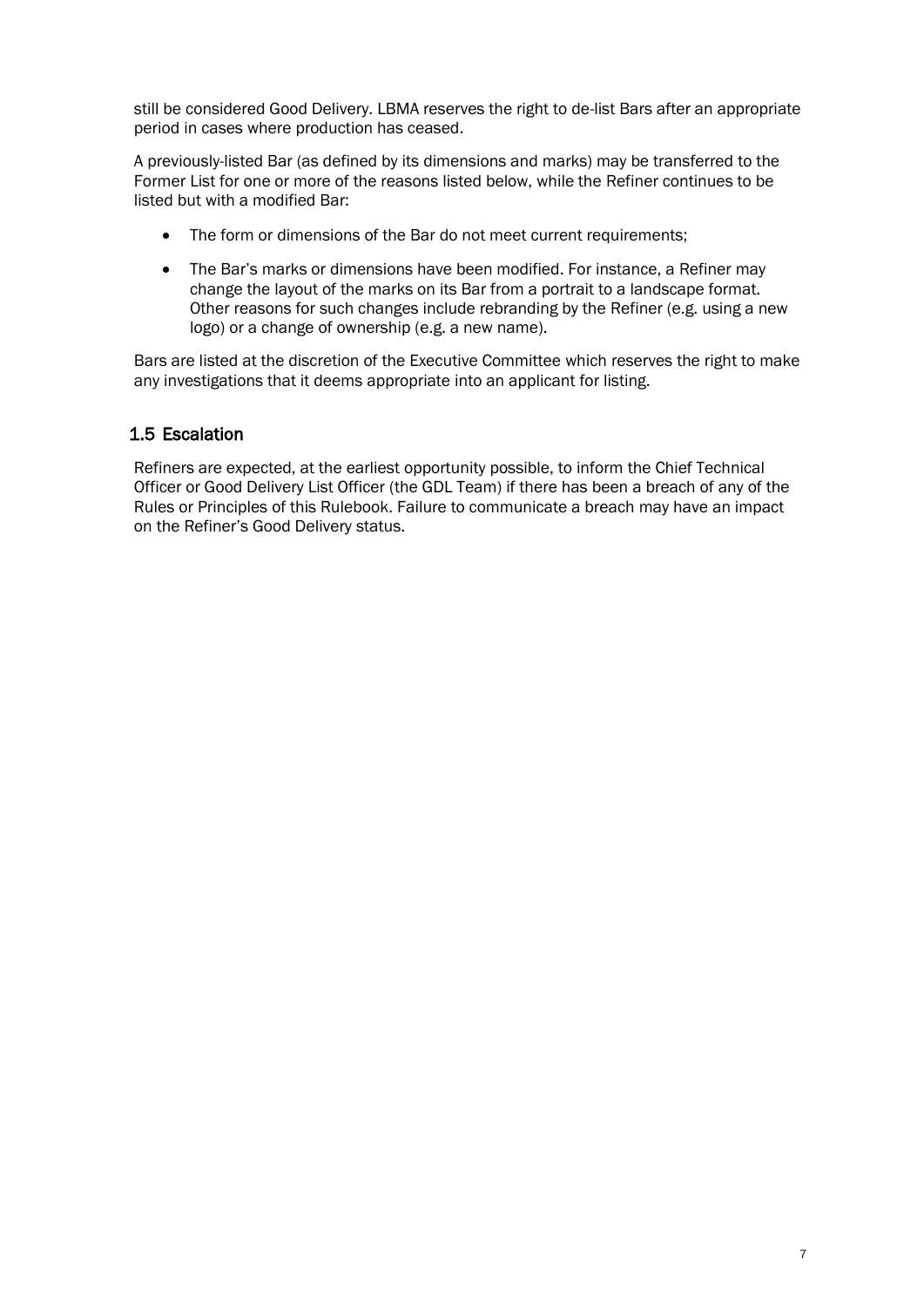still be considered Good Delivery. LBMA reserves the right to de-list Bars after an appropriate period in cases where production has ceased.

A previously-listed Bar (as defined by its dimensions and marks) may be transferred to the Former List for one or more of the reasons listed below, while the Refiner continues to be listed but with a modified Bar:

- The form or dimensions of the Bar do not meet current requirements;
- The Bar's marks or dimensions have been modified. For instance, a Refiner may change the layout of the marks on its Bar from a portrait to a landscape format. Other reasons for such changes include rebranding by the Refiner (e.g. using a new logo) or a change of ownership (e.g. a new name).

Bars are listed at the discretion of the Executive Committee which reserves the right to make any investigations that it deems appropriate into an applicant for listing.

## 1.5 Escalation

Refiners are expected, at the earliest opportunity possible, to inform the Chief Technical Officer or Good Delivery List Officer (the GDL Team) if there has been a breach of any of the Rules or Principles of this Rulebook. Failure to communicate a breach may have an impact on the Refiner's Good Delivery status.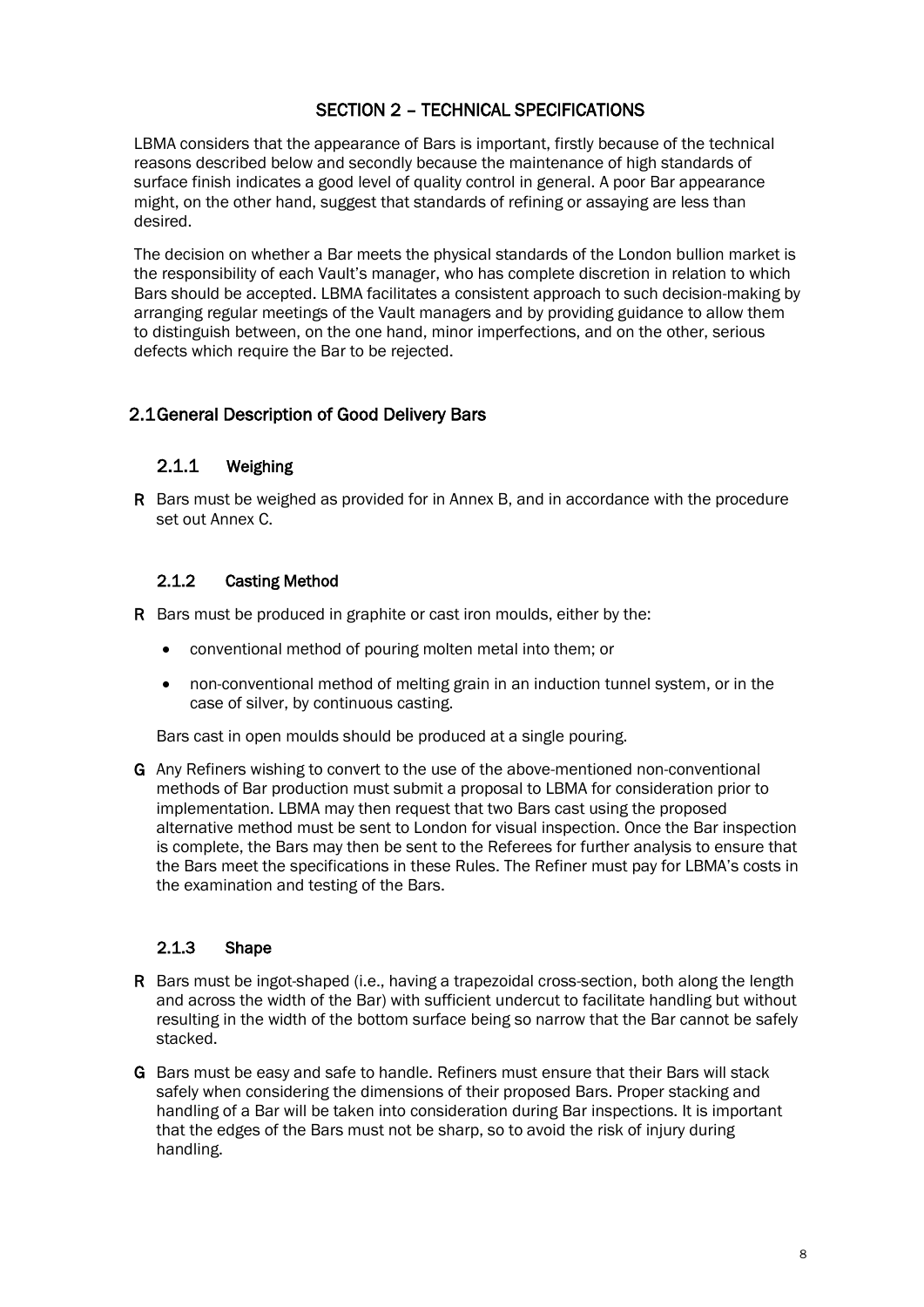# SECTION 2 – TECHNICAL SPECIFICATIONS

LBMA considers that the appearance of Bars is important, firstly because of the technical reasons described below and secondly because the maintenance of high standards of surface finish indicates a good level of quality control in general. A poor Bar appearance might, on the other hand, suggest that standards of refining or assaying are less than desired.

The decision on whether a Bar meets the physical standards of the London bullion market is the responsibility of each Vault's manager, who has complete discretion in relation to which Bars should be accepted. LBMA facilitates a consistent approach to such decision-making by arranging regular meetings of the Vault managers and by providing guidance to allow them to distinguish between, on the one hand, minor imperfections, and on the other, serious defects which require the Bar to be rejected.

## 2.1 General Description of Good Delivery Bars

### 2.1.1 Weighing

**R** Bars must be weighed as provided for in Annex B, and in accordance with the procedure set out Annex C.

### 2.1.2 Casting Method

**R** Bars must be produced in graphite or cast iron moulds, either by the:

- conventional method of pouring molten metal into them; or
- non-conventional method of melting grain in an induction tunnel system, or in the case of silver, by continuous casting.

Bars cast in open moulds should be produced at a single pouring.

**G** Any Refiners wishing to convert to the use of the above-mentioned non-conventional methods of Bar production must submit a proposal to LBMA for consideration prior to implementation. LBMA may then request that two Bars cast using the proposed alternative method must be sent to London for visual inspection. Once the Bar inspection is complete, the Bars may then be sent to the Referees for further analysis to ensure that the Bars meet the specifications in these Rules. The Refiner must pay for LBMA's costs in the examination and testing of the Bars.

### 2.1.3 Shape

**R** Bars must be ingot-shaped (i.e., having a trapezoidal cross-section, both along the length and across the width of the Bar) with sufficient undercut to facilitate handling but without resulting in the width of the bottom surface being so narrow that the Bar cannot be safely stacked.

**G** Bars must be easy and safe to handle. Refiners must ensure that their Bars will stack safely when considering the dimensions of their proposed Bars. Proper stacking and handling of a Bar will be taken into consideration during Bar inspections. It is important that the edges of the Bars must not be sharp, so to avoid the risk of injury during handling.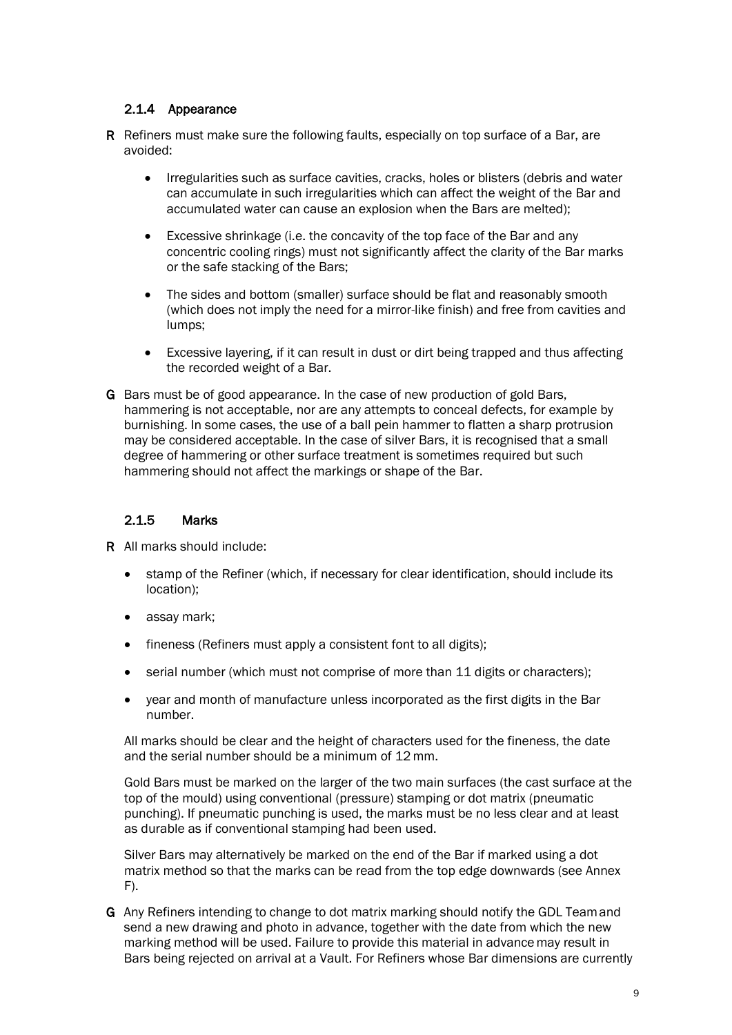### 2.1.4 Appearance

**R** Refiners must make sure the following faults, especially on top surface of a Bar, are avoided:

- Irregularities such as surface cavities, cracks, holes or blisters (debris and water can accumulate in such irregularities which can affect the weight of the Bar and accumulated water can cause an explosion when the Bars are melted);
- Excessive shrinkage (i.e. the concavity of the top face of the Bar and any concentric cooling rings) must not significantly affect the clarity of the Bar marks or the safe stacking of the Bars;
- The sides and bottom (smaller) surface should be flat and reasonably smooth (which does not imply the need for a mirror-like finish) and free from cavities and lumps;
- Excessive layering, if it can result in dust or dirt being trapped and thus affecting the recorded weight of a Bar.

**G** Bars must be of good appearance. In the case of new production of gold Bars, hammering is not acceptable, nor are any attempts to conceal defects, for example by burnishing. In some cases, the use of a ball pein hammer to flatten a sharp protrusion may be considered acceptable. In the case of silver Bars, it is recognised that a small degree of hammering or other surface treatment is sometimes required but such hammering should not affect the markings or shape of the Bar.

### 2.1.5 Marks

**R** All marks should include:

- stamp of the Refiner (which, if necessary for clear identification, should include its location);
- assay mark;
- fineness (Refiners must apply a consistent font to all digits);
- serial number (which must not comprise of more than 11 digits or characters);
- year and month of manufacture unless incorporated as the first digits in the Bar number.

All marks should be clear and the height of characters used for the fineness, the date and the serial number should be a minimum of 12 mm.

Gold Bars must be marked on the larger of the two main surfaces (the cast surface at the top of the mould) using conventional (pressure) stamping or dot matrix (pneumatic punching). If pneumatic punching is used, the marks must be no less clear and at least as durable as if conventional stamping had been used.

Silver Bars may alternatively be marked on the end of the Bar if marked using a dot matrix method so that the marks can be read from the top edge downwards (see Annex F).

**G** Any Refiners intending to change to dot matrix marking should notify the GDL Team and send a new drawing and photo in advance, together with the date from which the new marking method will be used. Failure to provide this material in advance may result in Bars being rejected on arrival at a Vault. For Refiners whose Bar dimensions are currently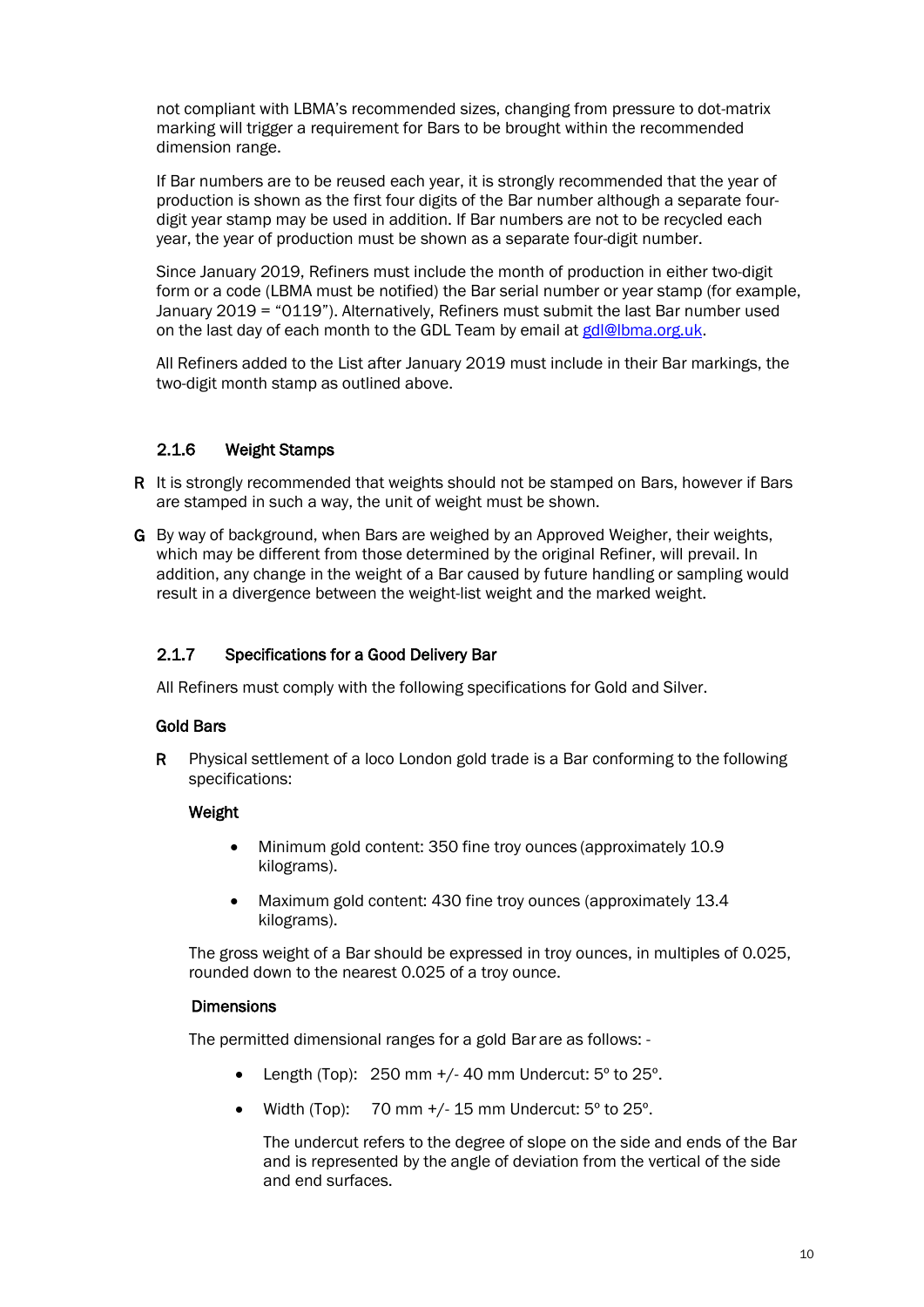not compliant with LBMA's recommended sizes, changing from pressure to dot-matrix marking will trigger a requirement for Bars to be brought within the recommended dimension range.

If Bar numbers are to be reused each year, it is strongly recommended that the year of production is shown as the first four digits of the Bar number although a separate four-digit year stamp may be used in addition. If Bar numbers are not to be recycled each year, the year of production must be shown as a separate four-digit number.

Since January 2019, Refiners must include the month of production in either two-digit form or a code (LBMA must be notified) the Bar serial number or year stamp (for example, January 2019 = "0119"). Alternatively, Refiners must submit the last Bar number used on the last day of each month to the GDL Team by email at gdl@lbma.org.uk.

All Refiners added to the List after January 2019 must include in their Bar markings, the two-digit month stamp as outlined above.

### 2.1.6 Weight Stamps

**R** It is strongly recommended that weights should not be stamped on Bars, however if Bars are stamped in such a way, the unit of weight must be shown.

**G** By way of background, when Bars are weighed by an Approved Weigher, their weights, which may be different from those determined by the original Refiner, will prevail. In addition, any change in the weight of a Bar caused by future handling or sampling would result in a divergence between the weight-list weight and the marked weight.

### 2.1.7 Specifications for a Good Delivery Bar

All Refiners must comply with the following specifications for Gold and Silver.

**Gold Bars**

**R** Physical settlement of a loco London gold trade is a Bar conforming to the following specifications:

**Weight**

- Minimum gold content: 350 fine troy ounces (approximately 10.9 kilograms).
- Maximum gold content: 430 fine troy ounces (approximately 13.4 kilograms).

The gross weight of a Bar should be expressed in troy ounces, in multiples of 0.025, rounded down to the nearest 0.025 of a troy ounce.

**Dimensions**

The permitted dimensional ranges for a gold Bar are as follows: -

- Length (Top): 250 mm +/- 40 mm Undercut: 5º to 25º.
- Width (Top): 70 mm +/- 15 mm Undercut: 5º to 25º.

  The undercut refers to the degree of slope on the side and ends of the Bar and is represented by the angle of deviation from the vertical of the side and end surfaces.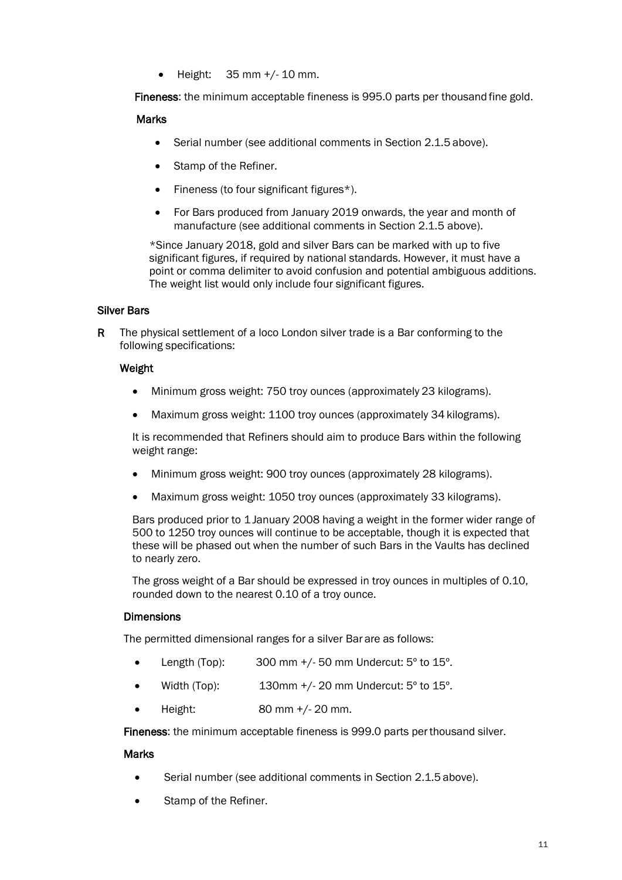- Height: 35 mm +/- 10 mm.

**Fineness**: the minimum acceptable fineness is 995.0 parts per thousand fine gold.

**Marks**

- Serial number (see additional comments in Section 2.1.5 above).
- Stamp of the Refiner.
- Fineness (to four significant figures*).
- For Bars produced from January 2019 onwards, the year and month of manufacture (see additional comments in Section 2.1.5 above).

*Since January 2018, gold and silver Bars can be marked with up to five significant figures, if required by national standards. However, it must have a point or comma delimiter to avoid confusion and potential ambiguous additions. The weight list would only include four significant figures.

**Silver Bars**

**R** The physical settlement of a loco London silver trade is a Bar conforming to the following specifications:

**Weight**

- Minimum gross weight: 750 troy ounces (approximately 23 kilograms).
- Maximum gross weight: 1100 troy ounces (approximately 34 kilograms).

It is recommended that Refiners should aim to produce Bars within the following weight range:

- Minimum gross weight: 900 troy ounces (approximately 28 kilograms).
- Maximum gross weight: 1050 troy ounces (approximately 33 kilograms).

Bars produced prior to 1 January 2008 having a weight in the former wider range of 500 to 1250 troy ounces will continue to be acceptable, though it is expected that these will be phased out when the number of such Bars in the Vaults has declined to nearly zero.

The gross weight of a Bar should be expressed in troy ounces in multiples of 0.10, rounded down to the nearest 0.10 of a troy ounce.

**Dimensions**

The permitted dimensional ranges for a silver Bar are as follows:

- Length (Top): 300 mm +/- 50 mm Undercut: 5º to 15º.
- Width (Top): 130mm +/- 20 mm Undercut: 5º to 15º.
- Height: 80 mm +/- 20 mm.

**Fineness**: the minimum acceptable fineness is 999.0 parts per thousand silver.

**Marks**

- Serial number (see additional comments in Section 2.1.5 above).
- Stamp of the Refiner.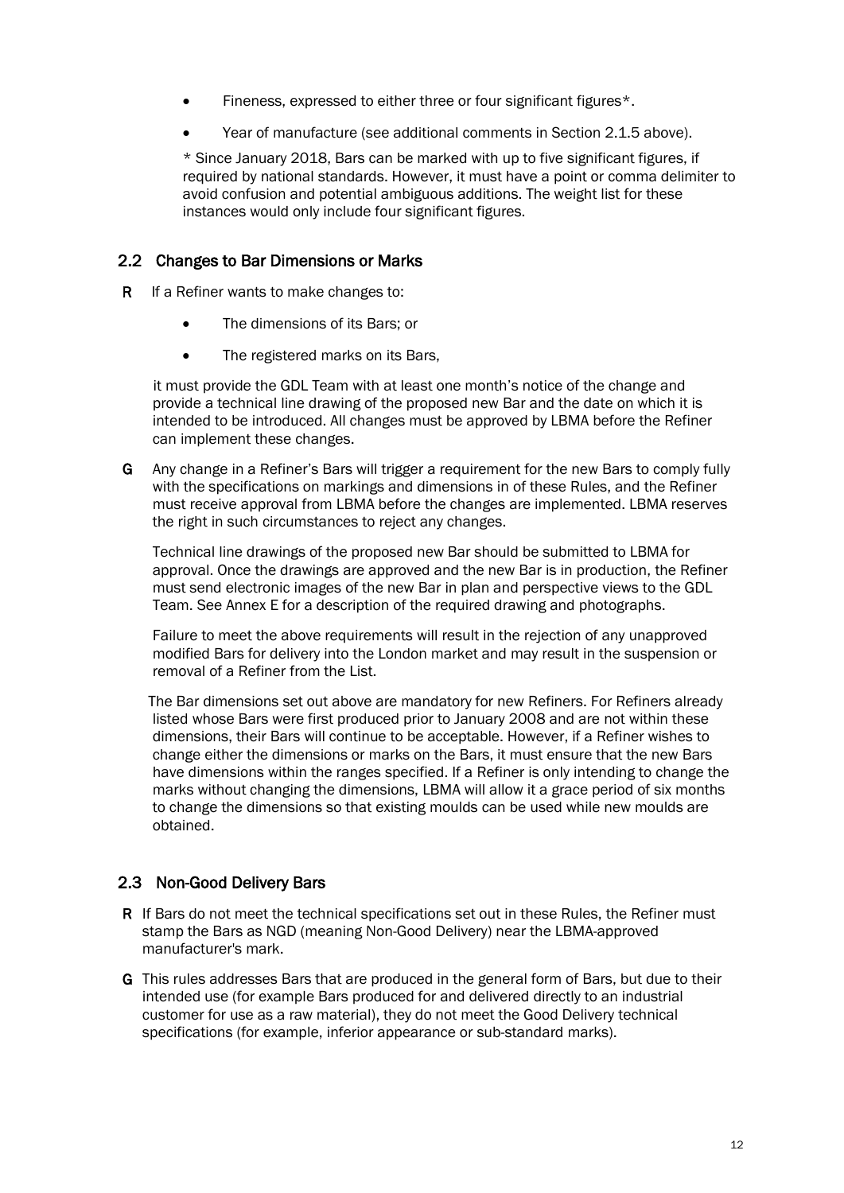- Fineness, expressed to either three or four significant figures*.
- Year of manufacture (see additional comments in Section 2.1.5 above).

* Since January 2018, Bars can be marked with up to five significant figures, if required by national standards. However, it must have a point or comma delimiter to avoid confusion and potential ambiguous additions. The weight list for these instances would only include four significant figures.

## 2.2 Changes to Bar Dimensions or Marks

**R** If a Refiner wants to make changes to:

- The dimensions of its Bars; or
- The registered marks on its Bars,

it must provide the GDL Team with at least one month's notice of the change and provide a technical line drawing of the proposed new Bar and the date on which it is intended to be introduced. All changes must be approved by LBMA before the Refiner can implement these changes.

**G** Any change in a Refiner's Bars will trigger a requirement for the new Bars to comply fully with the specifications on markings and dimensions in of these Rules, and the Refiner must receive approval from LBMA before the changes are implemented. LBMA reserves the right in such circumstances to reject any changes.

Technical line drawings of the proposed new Bar should be submitted to LBMA for approval. Once the drawings are approved and the new Bar is in production, the Refiner must send electronic images of the new Bar in plan and perspective views to the GDL Team. See Annex E for a description of the required drawing and photographs.

Failure to meet the above requirements will result in the rejection of any unapproved modified Bars for delivery into the London market and may result in the suspension or removal of a Refiner from the List.

The Bar dimensions set out above are mandatory for new Refiners. For Refiners already listed whose Bars were first produced prior to January 2008 and are not within these dimensions, their Bars will continue to be acceptable. However, if a Refiner wishes to change either the dimensions or marks on the Bars, it must ensure that the new Bars have dimensions within the ranges specified. If a Refiner is only intending to change the marks without changing the dimensions, LBMA will allow it a grace period of six months to change the dimensions so that existing moulds can be used while new moulds are obtained.

## 2.3 Non-Good Delivery Bars

**R** If Bars do not meet the technical specifications set out in these Rules, the Refiner must stamp the Bars as NGD (meaning Non-Good Delivery) near the LBMA-approved manufacturer's mark.

**G** This rules addresses Bars that are produced in the general form of Bars, but due to their intended use (for example Bars produced for and delivered directly to an industrial customer for use as a raw material), they do not meet the Good Delivery technical specifications (for example, inferior appearance or sub-standard marks).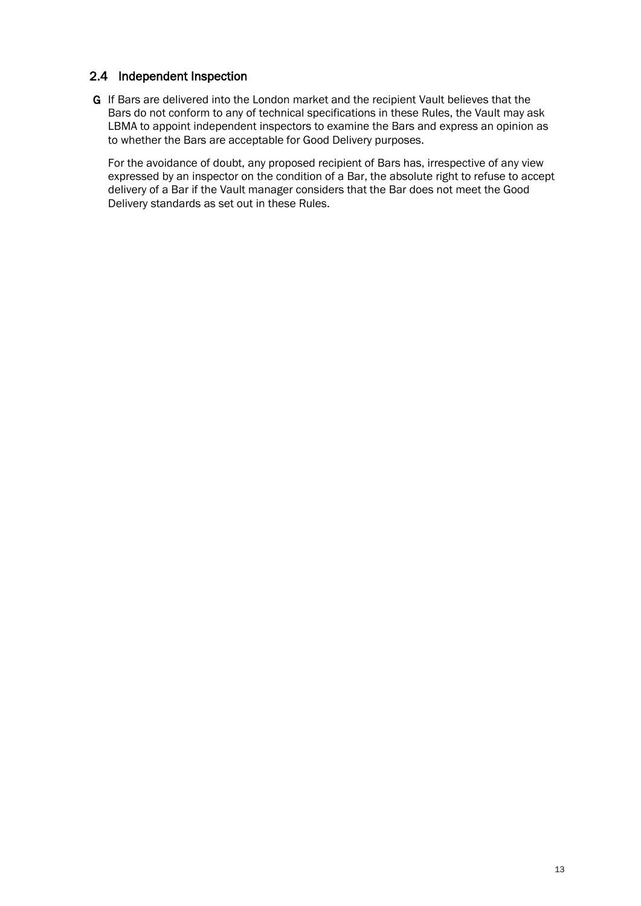## 2.4 Independent Inspection

**G** If Bars are delivered into the London market and the recipient Vault believes that the Bars do not conform to any of technical specifications in these Rules, the Vault may ask LBMA to appoint independent inspectors to examine the Bars and express an opinion as to whether the Bars are acceptable for Good Delivery purposes.

For the avoidance of doubt, any proposed recipient of Bars has, irrespective of any view expressed by an inspector on the condition of a Bar, the absolute right to refuse to accept delivery of a Bar if the Vault manager considers that the Bar does not meet the Good Delivery standards as set out in these Rules.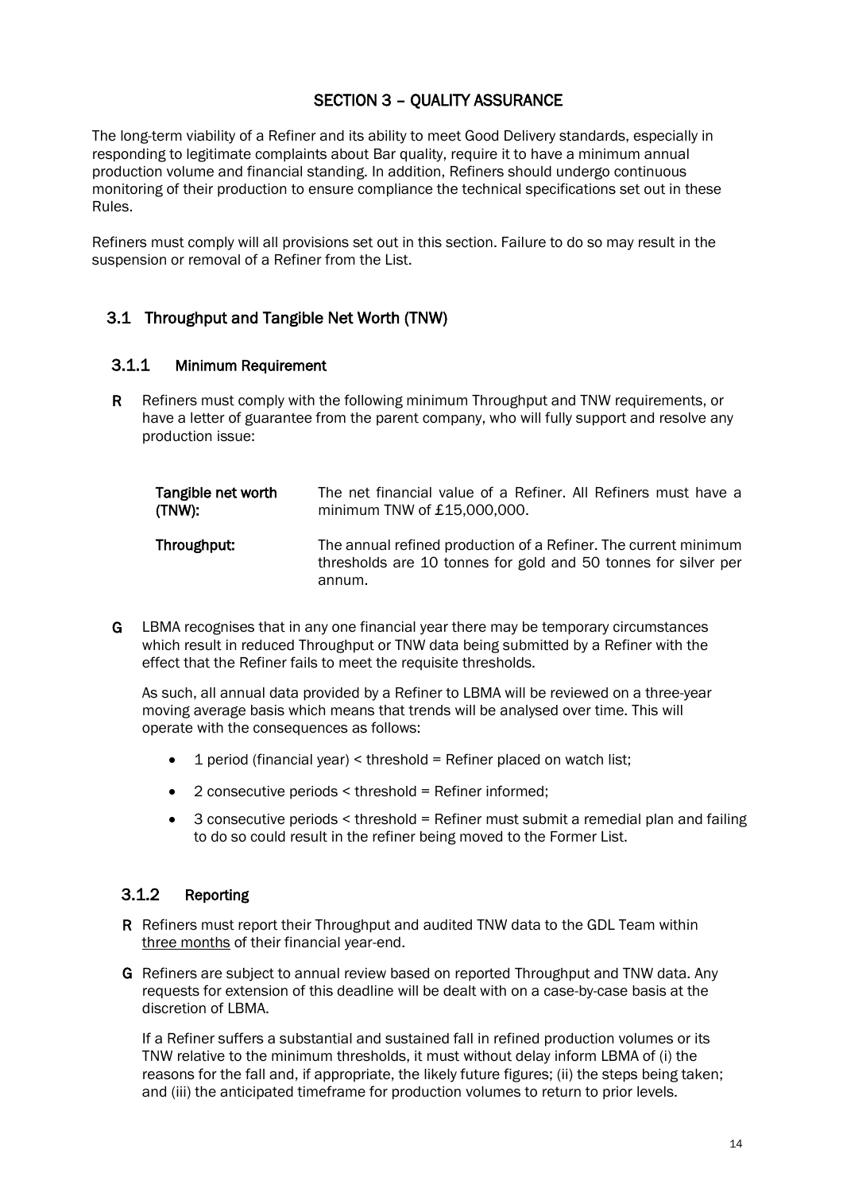# SECTION 3 – QUALITY ASSURANCE

The long-term viability of a Refiner and its ability to meet Good Delivery standards, especially in responding to legitimate complaints about Bar quality, require it to have a minimum annual production volume and financial standing. In addition, Refiners should undergo continuous monitoring of their production to ensure compliance the technical specifications set out in these Rules.

Refiners must comply will all provisions set out in this section. Failure to do so may result in the suspension or removal of a Refiner from the List.

## 3.1 Throughput and Tangible Net Worth (TNW)

### 3.1.1 Minimum Requirement

**R** Refiners must comply with the following minimum Throughput and TNW requirements, or have a letter of guarantee from the parent company, who will fully support and resolve any production issue:

| | |
|---|---|
| **Tangible net worth (TNW):** | The net financial value of a Refiner. All Refiners must have a minimum TNW of £15,000,000. |
| **Throughput:** | The annual refined production of a Refiner. The current minimum thresholds are 10 tonnes for gold and 50 tonnes for silver per annum. |

**G** LBMA recognises that in any one financial year there may be temporary circumstances which result in reduced Throughput or TNW data being submitted by a Refiner with the effect that the Refiner fails to meet the requisite thresholds.

As such, all annual data provided by a Refiner to LBMA will be reviewed on a three-year moving average basis which means that trends will be analysed over time. This will operate with the consequences as follows:

- 1 period (financial year) < threshold = Refiner placed on watch list;
- 2 consecutive periods < threshold = Refiner informed;
- 3 consecutive periods < threshold = Refiner must submit a remedial plan and failing to do so could result in the refiner being moved to the Former List.

### 3.1.2 Reporting

**R** Refiners must report their Throughput and audited TNW data to the GDL Team within <u>three months</u> of their financial year-end.

**G** Refiners are subject to annual review based on reported Throughput and TNW data. Any requests for extension of this deadline will be dealt with on a case-by-case basis at the discretion of LBMA.

If a Refiner suffers a substantial and sustained fall in refined production volumes or its TNW relative to the minimum thresholds, it must without delay inform LBMA of (i) the reasons for the fall and, if appropriate, the likely future figures; (ii) the steps being taken; and (iii) the anticipated timeframe for production volumes to return to prior levels.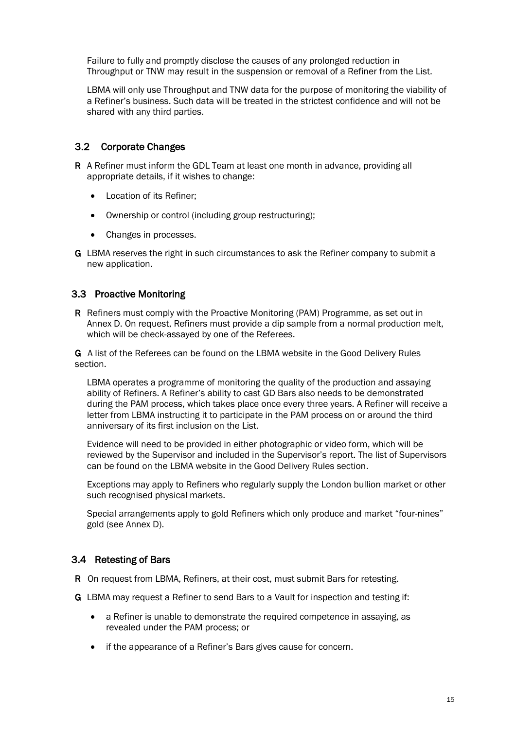Failure to fully and promptly disclose the causes of any prolonged reduction in Throughput or TNW may result in the suspension or removal of a Refiner from the List.

LBMA will only use Throughput and TNW data for the purpose of monitoring the viability of a Refiner's business. Such data will be treated in the strictest confidence and will not be shared with any third parties.

## 3.2 Corporate Changes

**R** A Refiner must inform the GDL Team at least one month in advance, providing all appropriate details, if it wishes to change:

- Location of its Refiner;
- Ownership or control (including group restructuring);
- Changes in processes.

**G** LBMA reserves the right in such circumstances to ask the Refiner company to submit a new application.

## 3.3 Proactive Monitoring

**R** Refiners must comply with the Proactive Monitoring (PAM) Programme, as set out in Annex D. On request, Refiners must provide a dip sample from a normal production melt, which will be check-assayed by one of the Referees.

**G** A list of the Referees can be found on the LBMA website in the Good Delivery Rules section.

LBMA operates a programme of monitoring the quality of the production and assaying ability of Refiners. A Refiner's ability to cast GD Bars also needs to be demonstrated during the PAM process, which takes place once every three years. A Refiner will receive a letter from LBMA instructing it to participate in the PAM process on or around the third anniversary of its first inclusion on the List.

Evidence will need to be provided in either photographic or video form, which will be reviewed by the Supervisor and included in the Supervisor's report. The list of Supervisors can be found on the LBMA website in the Good Delivery Rules section.

Exceptions may apply to Refiners who regularly supply the London bullion market or other such recognised physical markets.

Special arrangements apply to gold Refiners which only produce and market "four-nines" gold (see Annex D).

## 3.4 Retesting of Bars

**R** On request from LBMA, Refiners, at their cost, must submit Bars for retesting.

**G** LBMA may request a Refiner to send Bars to a Vault for inspection and testing if:

- a Refiner is unable to demonstrate the required competence in assaying, as revealed under the PAM process; or
- if the appearance of a Refiner's Bars gives cause for concern.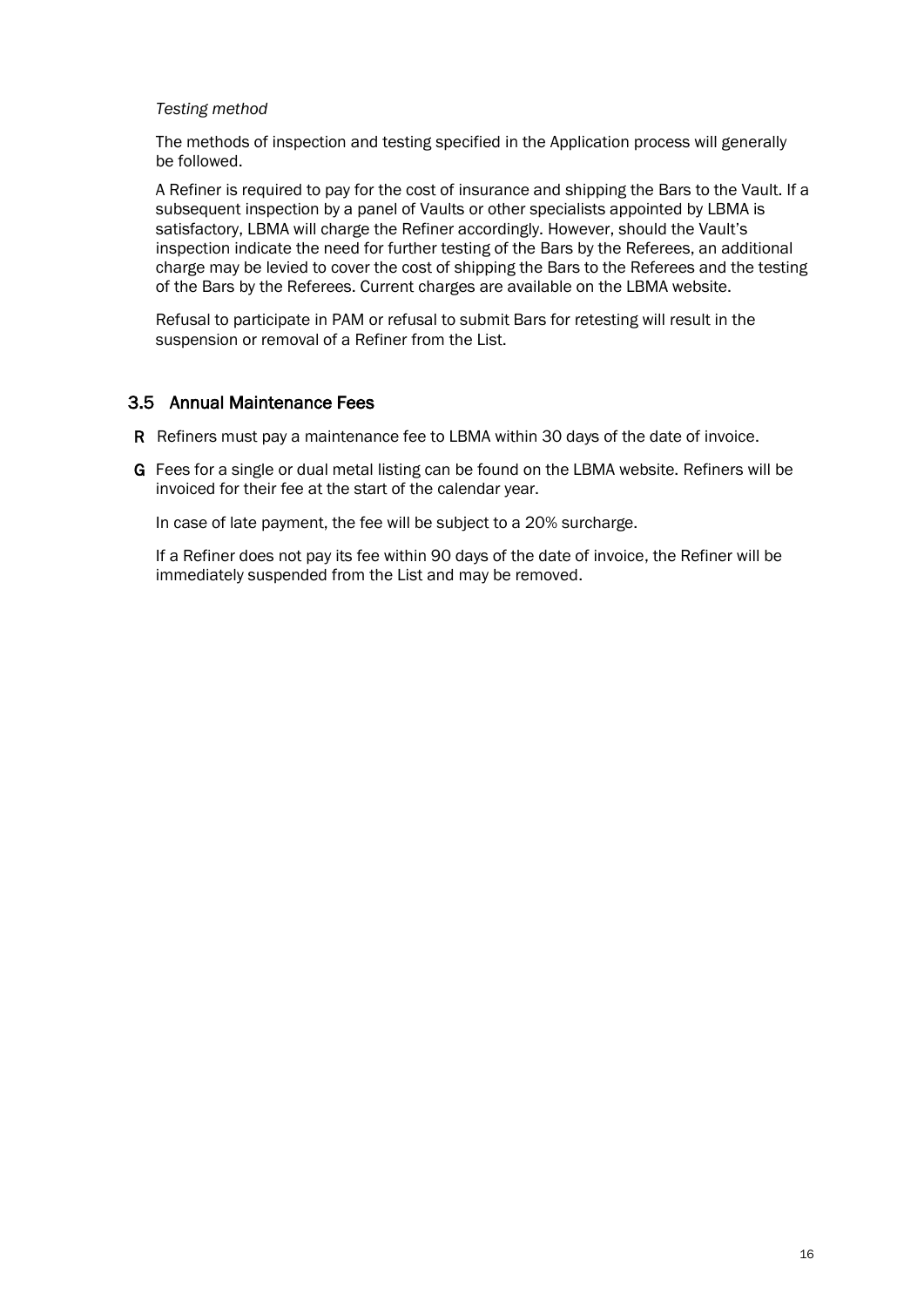*Testing method*

The methods of inspection and testing specified in the Application process will generally be followed.

A Refiner is required to pay for the cost of insurance and shipping the Bars to the Vault. If a subsequent inspection by a panel of Vaults or other specialists appointed by LBMA is satisfactory, LBMA will charge the Refiner accordingly. However, should the Vault's inspection indicate the need for further testing of the Bars by the Referees, an additional charge may be levied to cover the cost of shipping the Bars to the Referees and the testing of the Bars by the Referees. Current charges are available on the LBMA website.

Refusal to participate in PAM or refusal to submit Bars for retesting will result in the suspension or removal of a Refiner from the List.

## 3.5 Annual Maintenance Fees

**R** Refiners must pay a maintenance fee to LBMA within 30 days of the date of invoice.

**G** Fees for a single or dual metal listing can be found on the LBMA website. Refiners will be invoiced for their fee at the start of the calendar year.

In case of late payment, the fee will be subject to a 20% surcharge.

If a Refiner does not pay its fee within 90 days of the date of invoice, the Refiner will be immediately suspended from the List and may be removed.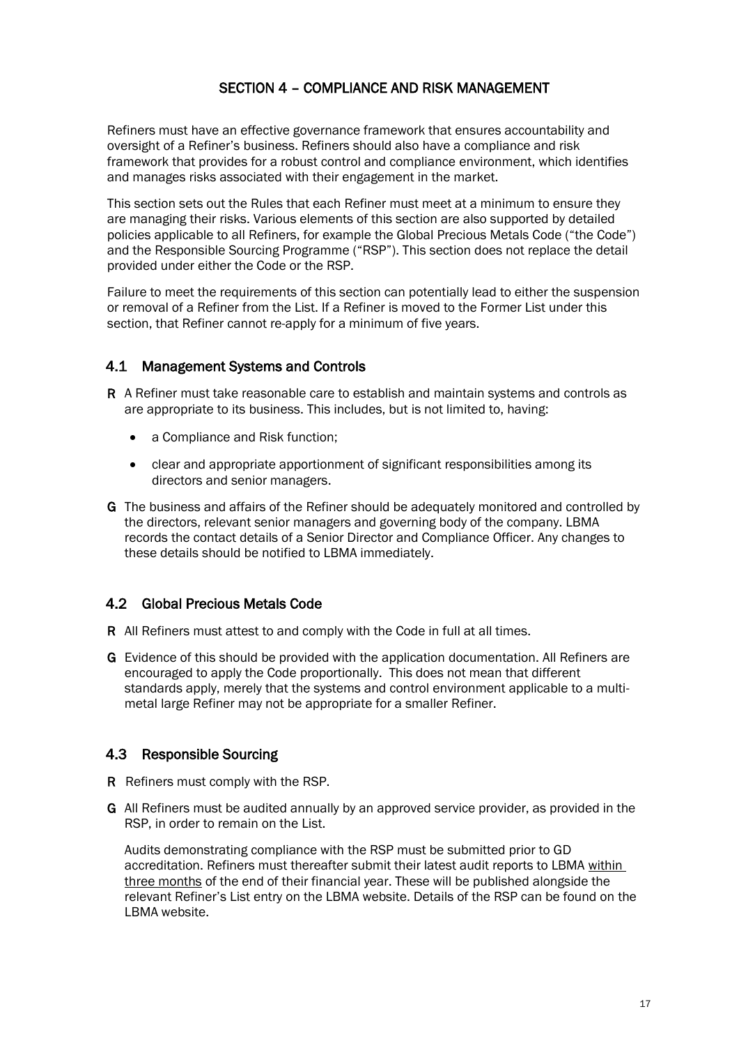# SECTION 4 – COMPLIANCE AND RISK MANAGEMENT

Refiners must have an effective governance framework that ensures accountability and oversight of a Refiner's business. Refiners should also have a compliance and risk framework that provides for a robust control and compliance environment, which identifies and manages risks associated with their engagement in the market.

This section sets out the Rules that each Refiner must meet at a minimum to ensure they are managing their risks. Various elements of this section are also supported by detailed policies applicable to all Refiners, for example the Global Precious Metals Code ("the Code") and the Responsible Sourcing Programme ("RSP"). This section does not replace the detail provided under either the Code or the RSP.

Failure to meet the requirements of this section can potentially lead to either the suspension or removal of a Refiner from the List. If a Refiner is moved to the Former List under this section, that Refiner cannot re-apply for a minimum of five years.

## 4.1 Management Systems and Controls

**R** A Refiner must take reasonable care to establish and maintain systems and controls as are appropriate to its business. This includes, but is not limited to, having:

- a Compliance and Risk function;
- clear and appropriate apportionment of significant responsibilities among its directors and senior managers.

**G** The business and affairs of the Refiner should be adequately monitored and controlled by the directors, relevant senior managers and governing body of the company. LBMA records the contact details of a Senior Director and Compliance Officer. Any changes to these details should be notified to LBMA immediately.

## 4.2 Global Precious Metals Code

**R** All Refiners must attest to and comply with the Code in full at all times.

**G** Evidence of this should be provided with the application documentation. All Refiners are encouraged to apply the Code proportionally. This does not mean that different standards apply, merely that the systems and control environment applicable to a multi-metal large Refiner may not be appropriate for a smaller Refiner.

## 4.3 Responsible Sourcing

**R** Refiners must comply with the RSP.

**G** All Refiners must be audited annually by an approved service provider, as provided in the RSP, in order to remain on the List.

Audits demonstrating compliance with the RSP must be submitted prior to GD accreditation. Refiners must thereafter submit their latest audit reports to LBMA within three months of the end of their financial year. These will be published alongside the relevant Refiner's List entry on the LBMA website. Details of the RSP can be found on the LBMA website.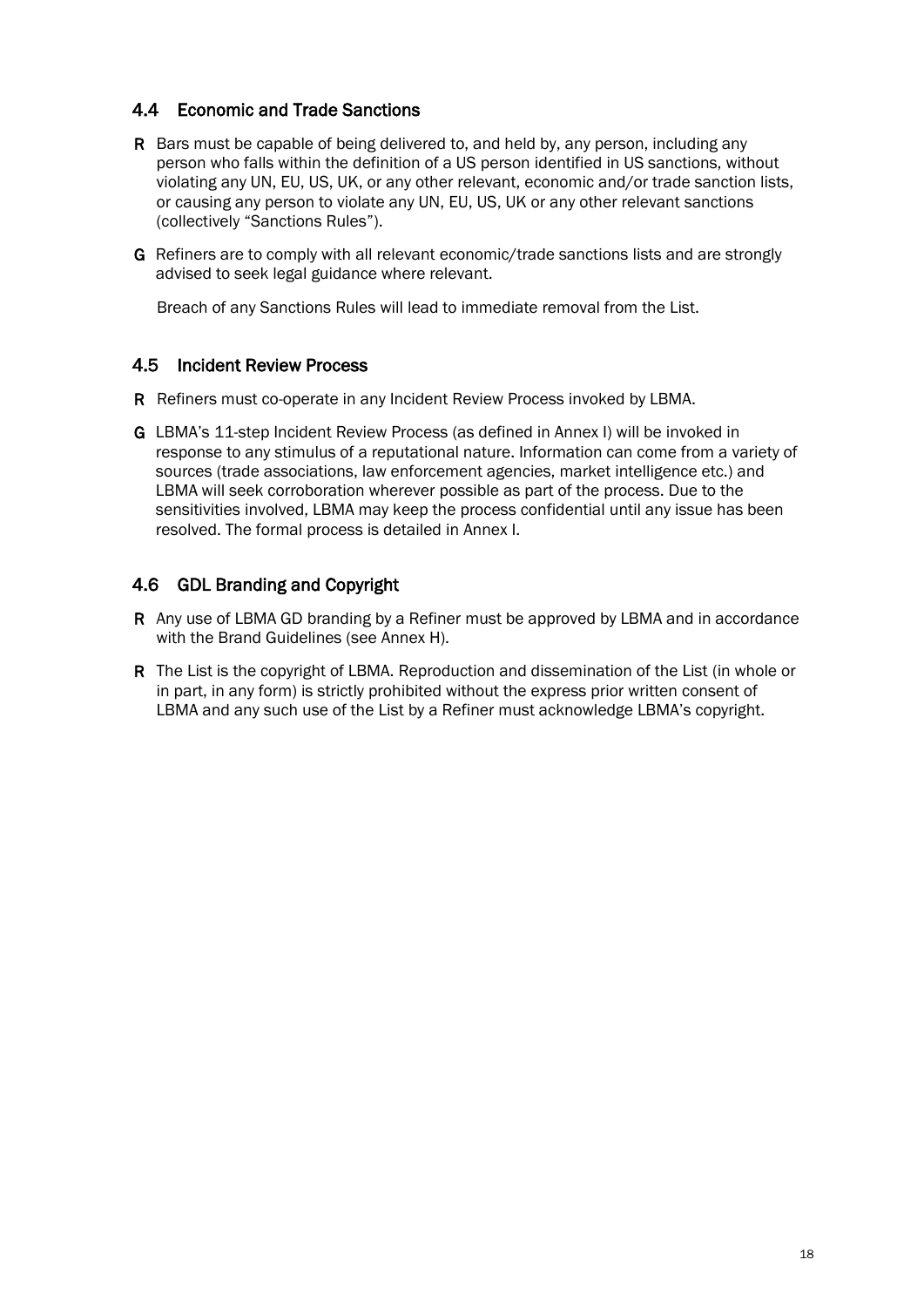## 4.4 Economic and Trade Sanctions

**R** Bars must be capable of being delivered to, and held by, any person, including any person who falls within the definition of a US person identified in US sanctions, without violating any UN, EU, US, UK, or any other relevant, economic and/or trade sanction lists, or causing any person to violate any UN, EU, US, UK or any other relevant sanctions (collectively "Sanctions Rules").

**G** Refiners are to comply with all relevant economic/trade sanctions lists and are strongly advised to seek legal guidance where relevant.

Breach of any Sanctions Rules will lead to immediate removal from the List.

## 4.5 Incident Review Process

**R** Refiners must co-operate in any Incident Review Process invoked by LBMA.

**G** LBMA's 11-step Incident Review Process (as defined in Annex I) will be invoked in response to any stimulus of a reputational nature. Information can come from a variety of sources (trade associations, law enforcement agencies, market intelligence etc.) and LBMA will seek corroboration wherever possible as part of the process. Due to the sensitivities involved, LBMA may keep the process confidential until any issue has been resolved. The formal process is detailed in Annex I.

## 4.6 GDL Branding and Copyright

**R** Any use of LBMA GD branding by a Refiner must be approved by LBMA and in accordance with the Brand Guidelines (see Annex H).

**R** The List is the copyright of LBMA. Reproduction and dissemination of the List (in whole or in part, in any form) is strictly prohibited without the express prior written consent of LBMA and any such use of the List by a Refiner must acknowledge LBMA's copyright.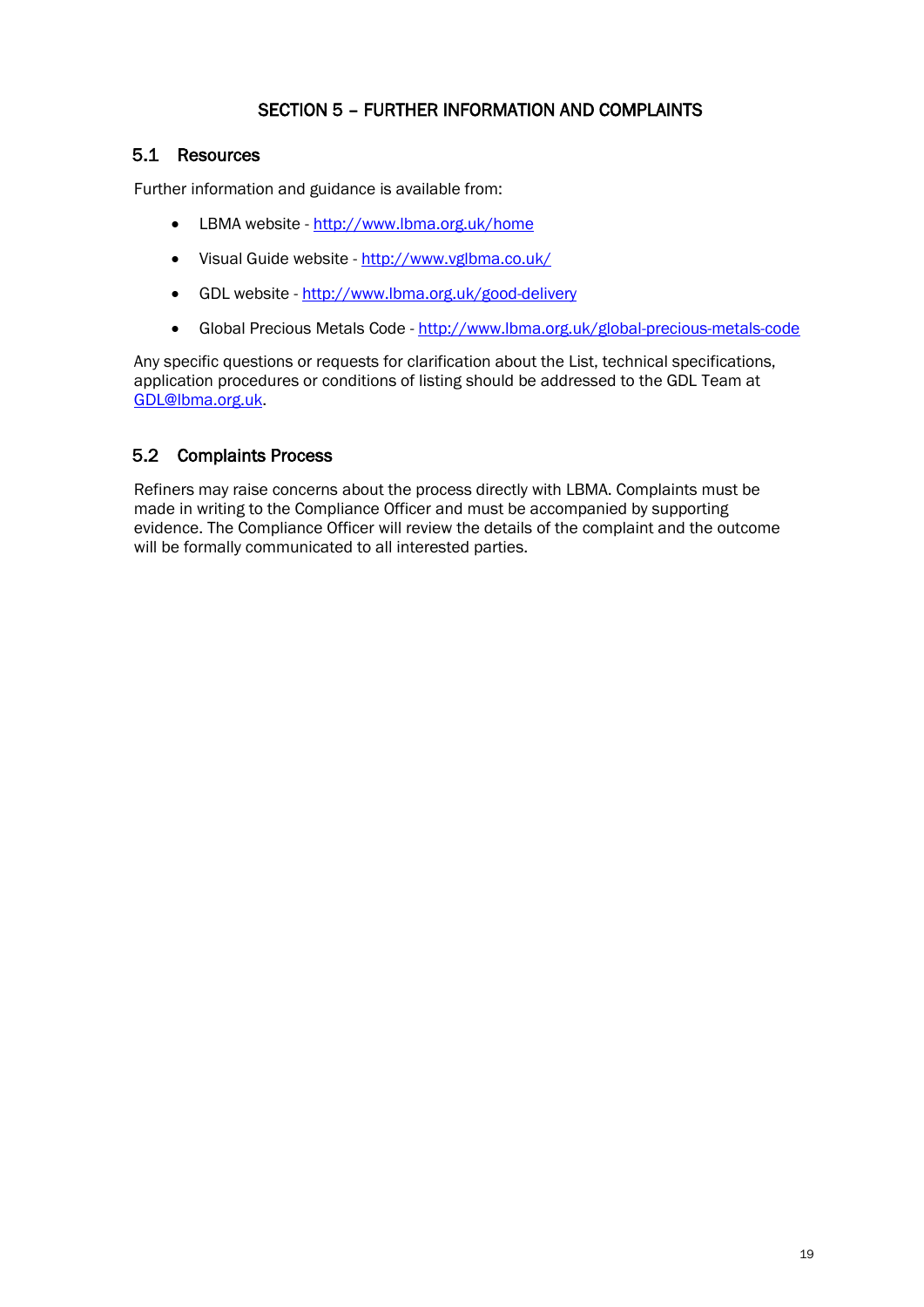# SECTION 5 – FURTHER INFORMATION AND COMPLAINTS

## 5.1 Resources

Further information and guidance is available from:

- LBMA website - http://www.lbma.org.uk/home
- Visual Guide website - http://www.vglbma.co.uk/
- GDL website - http://www.lbma.org.uk/good-delivery
- Global Precious Metals Code - http://www.lbma.org.uk/global-precious-metals-code

Any specific questions or requests for clarification about the List, technical specifications, application procedures or conditions of listing should be addressed to the GDL Team at GDL@lbma.org.uk.

## 5.2 Complaints Process

Refiners may raise concerns about the process directly with LBMA. Complaints must be made in writing to the Compliance Officer and must be accompanied by supporting evidence. The Compliance Officer will review the details of the complaint and the outcome will be formally communicated to all interested parties.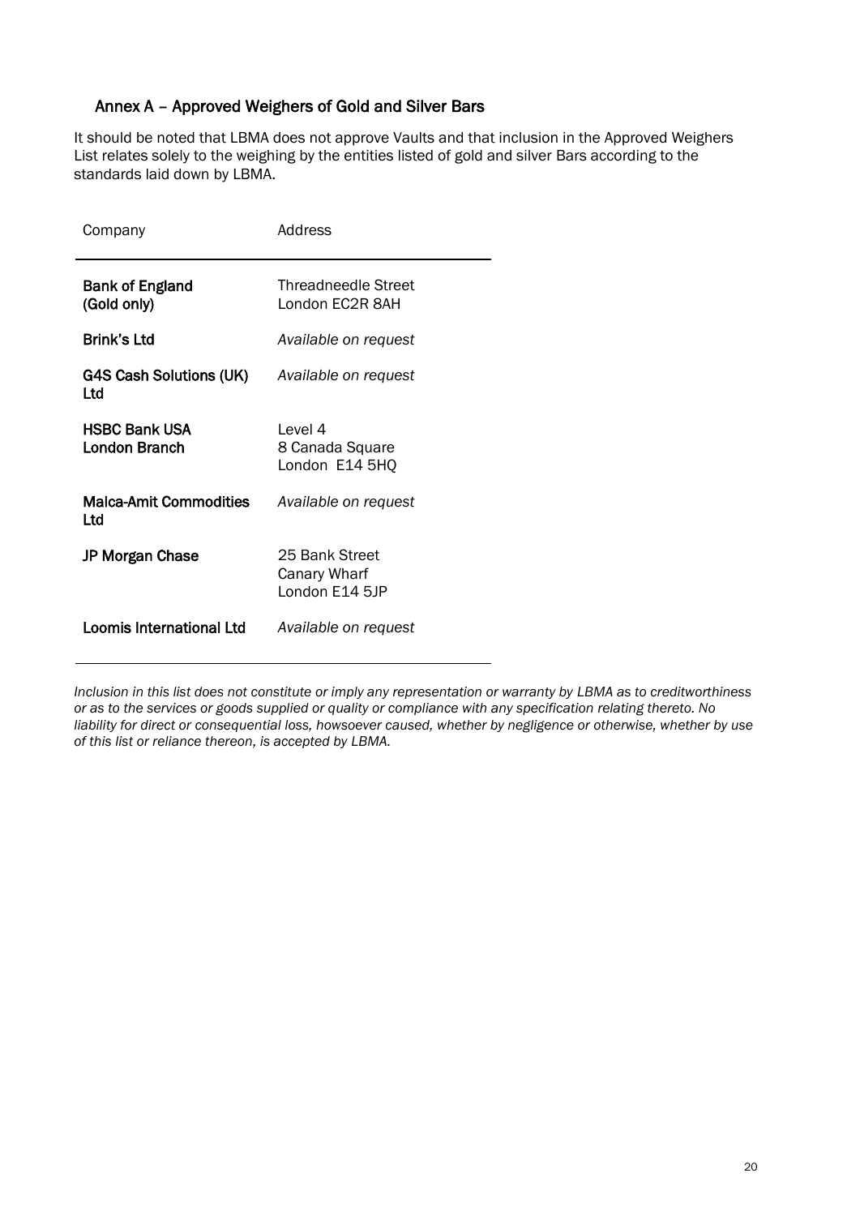## Annex A – Approved Weighers of Gold and Silver Bars

It should be noted that LBMA does not approve Vaults and that inclusion in the Approved Weighers List relates solely to the weighing by the entities listed of gold and silver Bars according to the standards laid down by LBMA.

| Company | Address |
|---|---|
| **Bank of England (Gold only)** | Threadneedle Street<br>London EC2R 8AH |
| **Brink's Ltd** | *Available on request* |
| **G4S Cash Solutions (UK) Ltd** | *Available on request* |
| **HSBC Bank USA London Branch** | Level 4<br>8 Canada Square<br>London E14 5HQ |
| **Malca-Amit Commodities Ltd** | *Available on request* |
| **JP Morgan Chase** | 25 Bank Street<br>Canary Wharf<br>London E14 5JP |
| **Loomis International Ltd** | *Available on request* |

*Inclusion in this list does not constitute or imply any representation or warranty by LBMA as to creditworthiness or as to the services or goods supplied or quality or compliance with any specification relating thereto. No liability for direct or consequential loss, howsoever caused, whether by negligence or otherwise, whether by use of this list or reliance thereon, is accepted by LBMA.*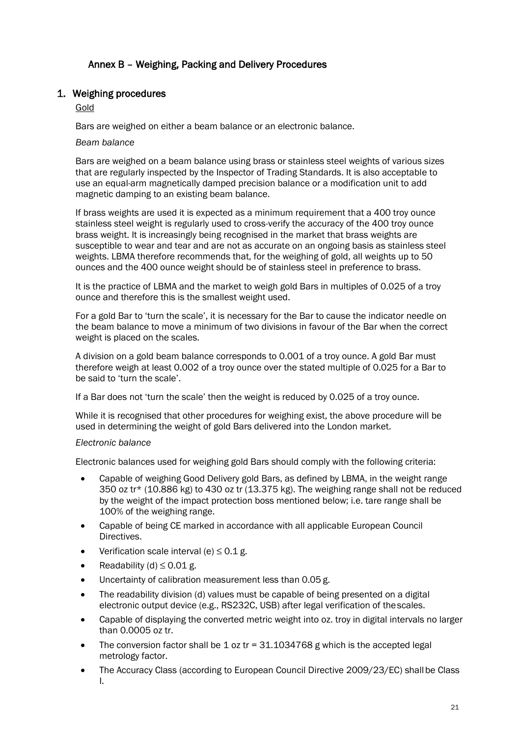## Annex B – Weighing, Packing and Delivery Procedures

### 1. Weighing procedures

Gold

Bars are weighed on either a beam balance or an electronic balance.

*Beam balance*

Bars are weighed on a beam balance using brass or stainless steel weights of various sizes that are regularly inspected by the Inspector of Trading Standards. It is also acceptable to use an equal-arm magnetically damped precision balance or a modification unit to add magnetic damping to an existing beam balance.

If brass weights are used it is expected as a minimum requirement that a 400 troy ounce stainless steel weight is regularly used to cross-verify the accuracy of the 400 troy ounce brass weight. It is increasingly being recognised in the market that brass weights are susceptible to wear and tear and are not as accurate on an ongoing basis as stainless steel weights. LBMA therefore recommends that, for the weighing of gold, all weights up to 50 ounces and the 400 ounce weight should be of stainless steel in preference to brass.

It is the practice of LBMA and the market to weigh gold Bars in multiples of 0.025 of a troy ounce and therefore this is the smallest weight used.

For a gold Bar to 'turn the scale', it is necessary for the Bar to cause the indicator needle on the beam balance to move a minimum of two divisions in favour of the Bar when the correct weight is placed on the scales.

A division on a gold beam balance corresponds to 0.001 of a troy ounce. A gold Bar must therefore weigh at least 0.002 of a troy ounce over the stated multiple of 0.025 for a Bar to be said to 'turn the scale'.

If a Bar does not 'turn the scale' then the weight is reduced by 0.025 of a troy ounce.

While it is recognised that other procedures for weighing exist, the above procedure will be used in determining the weight of gold Bars delivered into the London market.

*Electronic balance*

Electronic balances used for weighing gold Bars should comply with the following criteria:

- Capable of weighing Good Delivery gold Bars, as defined by LBMA, in the weight range 350 oz tr* (10.886 kg) to 430 oz tr (13.375 kg). The weighing range shall not be reduced by the weight of the impact protection boss mentioned below; i.e. tare range shall be 100% of the weighing range.
- Capable of being CE marked in accordance with all applicable European Council Directives.
- Verification scale interval (e) ≤ 0.1 g.
- Readability (d) ≤ 0.01 g.
- Uncertainty of calibration measurement less than 0.05 g.
- The readability division (d) values must be capable of being presented on a digital electronic output device (e.g., RS232C, USB) after legal verification of the scales.
- Capable of displaying the converted metric weight into oz. troy in digital intervals no larger than 0.0005 oz tr.
- The conversion factor shall be 1 oz tr = 31.1034768 g which is the accepted legal metrology factor.
- The Accuracy Class (according to European Council Directive 2009/23/EC) shall be Class I.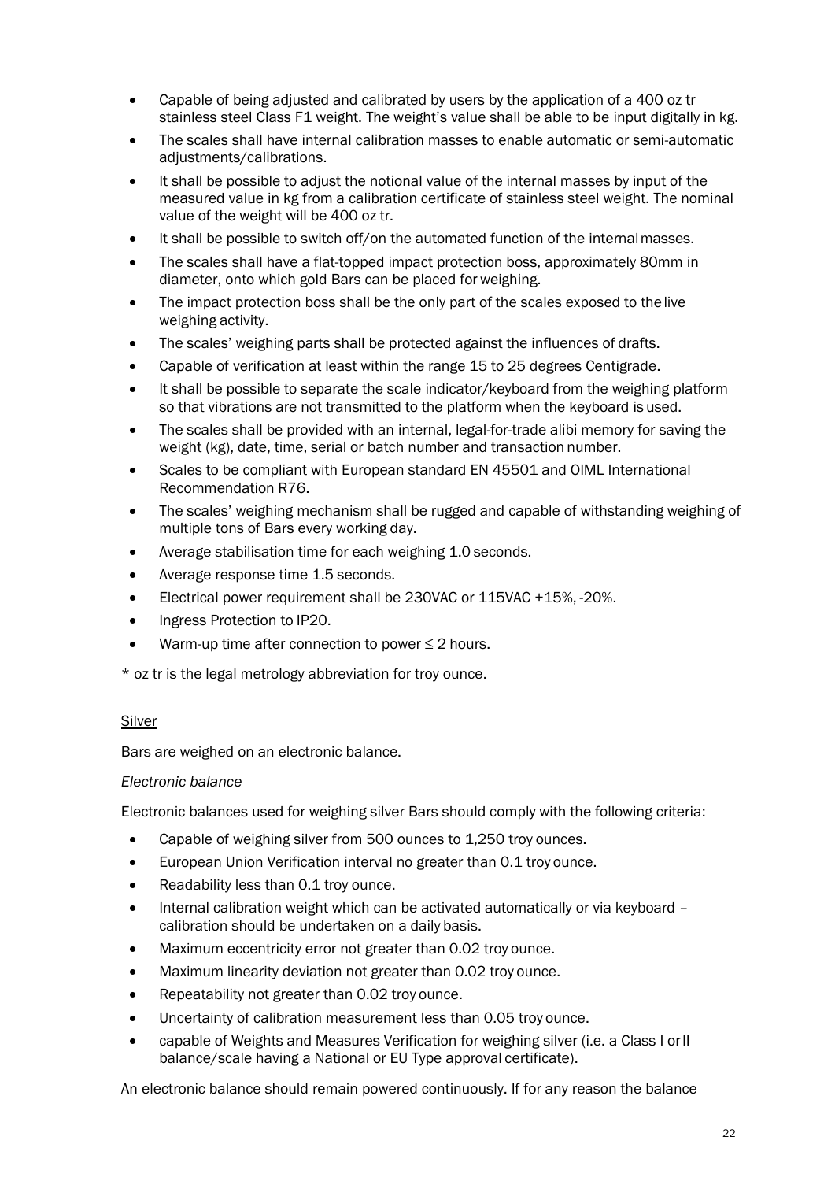- Capable of being adjusted and calibrated by users by the application of a 400 oz tr stainless steel Class F1 weight. The weight's value shall be able to be input digitally in kg.
- The scales shall have internal calibration masses to enable automatic or semi-automatic adjustments/calibrations.
- It shall be possible to adjust the notional value of the internal masses by input of the measured value in kg from a calibration certificate of stainless steel weight. The nominal value of the weight will be 400 oz tr.
- It shall be possible to switch off/on the automated function of the internal masses.
- The scales shall have a flat-topped impact protection boss, approximately 80mm in diameter, onto which gold Bars can be placed for weighing.
- The impact protection boss shall be the only part of the scales exposed to the live weighing activity.
- The scales' weighing parts shall be protected against the influences of drafts.
- Capable of verification at least within the range 15 to 25 degrees Centigrade.
- It shall be possible to separate the scale indicator/keyboard from the weighing platform so that vibrations are not transmitted to the platform when the keyboard is used.
- The scales shall be provided with an internal, legal-for-trade alibi memory for saving the weight (kg), date, time, serial or batch number and transaction number.
- Scales to be compliant with European standard EN 45501 and OIML International Recommendation R76.
- The scales' weighing mechanism shall be rugged and capable of withstanding weighing of multiple tons of Bars every working day.
- Average stabilisation time for each weighing 1.0 seconds.
- Average response time 1.5 seconds.
- Electrical power requirement shall be 230VAC or 115VAC +15%, -20%.
- Ingress Protection to IP20.
- Warm-up time after connection to power ≤ 2 hours.

* oz tr is the legal metrology abbreviation for troy ounce.

Silver

Bars are weighed on an electronic balance.

*Electronic balance*

Electronic balances used for weighing silver Bars should comply with the following criteria:

- Capable of weighing silver from 500 ounces to 1,250 troy ounces.
- European Union Verification interval no greater than 0.1 troy ounce.
- Readability less than 0.1 troy ounce.
- Internal calibration weight which can be activated automatically or via keyboard – calibration should be undertaken on a daily basis.
- Maximum eccentricity error not greater than 0.02 troy ounce.
- Maximum linearity deviation not greater than 0.02 troy ounce.
- Repeatability not greater than 0.02 troy ounce.
- Uncertainty of calibration measurement less than 0.05 troy ounce.
- capable of Weights and Measures Verification for weighing silver (i.e. a Class I or II balance/scale having a National or EU Type approval certificate).

An electronic balance should remain powered continuously. If for any reason the balance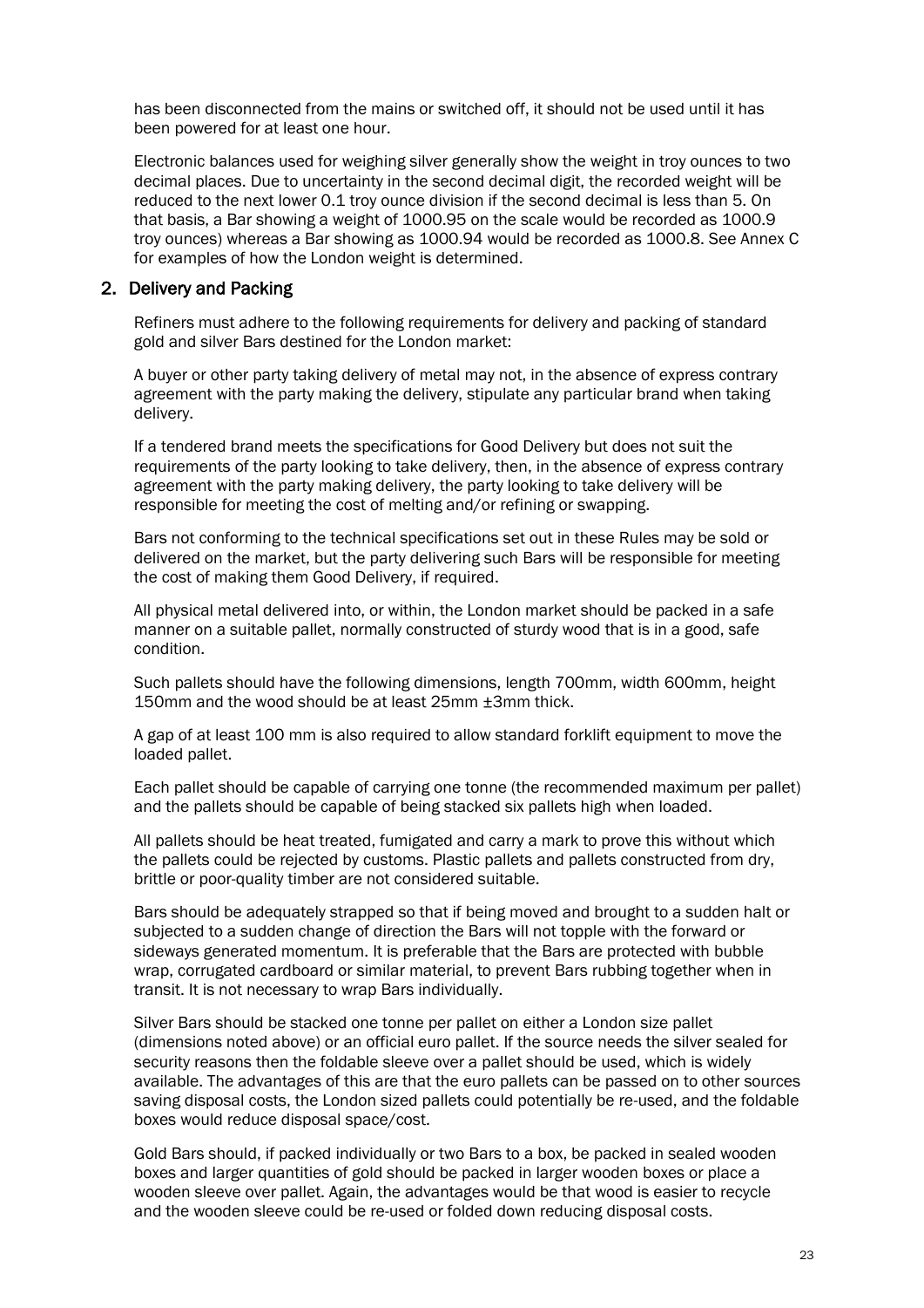has been disconnected from the mains or switched off, it should not be used until it has been powered for at least one hour.

Electronic balances used for weighing silver generally show the weight in troy ounces to two decimal places. Due to uncertainty in the second decimal digit, the recorded weight will be reduced to the next lower 0.1 troy ounce division if the second decimal is less than 5. On that basis, a Bar showing a weight of 1000.95 on the scale would be recorded as 1000.9 troy ounces) whereas a Bar showing as 1000.94 would be recorded as 1000.8. See Annex C for examples of how the London weight is determined.

## 2. Delivery and Packing

Refiners must adhere to the following requirements for delivery and packing of standard gold and silver Bars destined for the London market:

A buyer or other party taking delivery of metal may not, in the absence of express contrary agreement with the party making the delivery, stipulate any particular brand when taking delivery.

If a tendered brand meets the specifications for Good Delivery but does not suit the requirements of the party looking to take delivery, then, in the absence of express contrary agreement with the party making delivery, the party looking to take delivery will be responsible for meeting the cost of melting and/or refining or swapping.

Bars not conforming to the technical specifications set out in these Rules may be sold or delivered on the market, but the party delivering such Bars will be responsible for meeting the cost of making them Good Delivery, if required.

All physical metal delivered into, or within, the London market should be packed in a safe manner on a suitable pallet, normally constructed of sturdy wood that is in a good, safe condition.

Such pallets should have the following dimensions, length 700mm, width 600mm, height 150mm and the wood should be at least 25mm ±3mm thick.

A gap of at least 100 mm is also required to allow standard forklift equipment to move the loaded pallet.

Each pallet should be capable of carrying one tonne (the recommended maximum per pallet) and the pallets should be capable of being stacked six pallets high when loaded.

All pallets should be heat treated, fumigated and carry a mark to prove this without which the pallets could be rejected by customs. Plastic pallets and pallets constructed from dry, brittle or poor-quality timber are not considered suitable.

Bars should be adequately strapped so that if being moved and brought to a sudden halt or subjected to a sudden change of direction the Bars will not topple with the forward or sideways generated momentum. It is preferable that the Bars are protected with bubble wrap, corrugated cardboard or similar material, to prevent Bars rubbing together when in transit. It is not necessary to wrap Bars individually.

Silver Bars should be stacked one tonne per pallet on either a London size pallet (dimensions noted above) or an official euro pallet. If the source needs the silver sealed for security reasons then the foldable sleeve over a pallet should be used, which is widely available. The advantages of this are that the euro pallets can be passed on to other sources saving disposal costs, the London sized pallets could potentially be re-used, and the foldable boxes would reduce disposal space/cost.

Gold Bars should, if packed individually or two Bars to a box, be packed in sealed wooden boxes and larger quantities of gold should be packed in larger wooden boxes or place a wooden sleeve over pallet. Again, the advantages would be that wood is easier to recycle and the wooden sleeve could be re-used or folded down reducing disposal costs.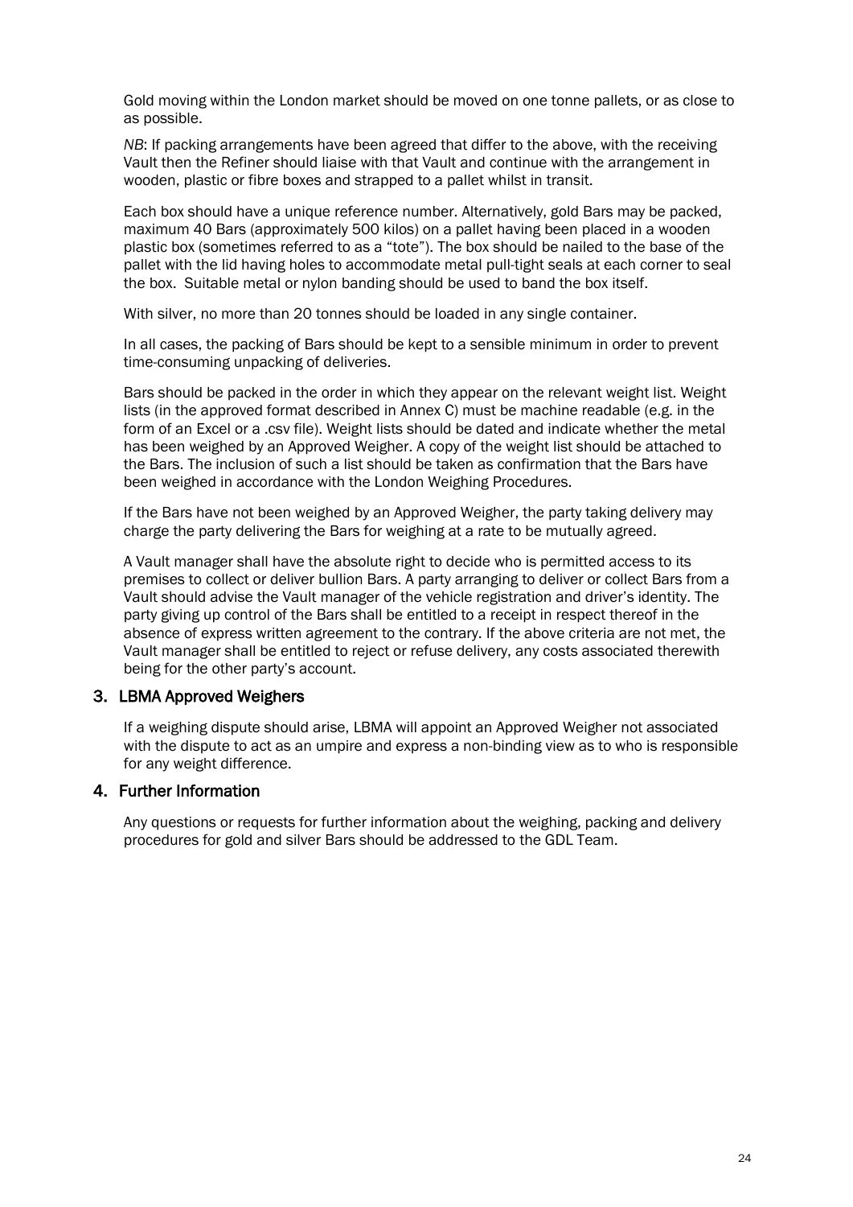Gold moving within the London market should be moved on one tonne pallets, or as close to as possible.

*NB*: If packing arrangements have been agreed that differ to the above, with the receiving Vault then the Refiner should liaise with that Vault and continue with the arrangement in wooden, plastic or fibre boxes and strapped to a pallet whilst in transit.

Each box should have a unique reference number. Alternatively, gold Bars may be packed, maximum 40 Bars (approximately 500 kilos) on a pallet having been placed in a wooden plastic box (sometimes referred to as a "tote"). The box should be nailed to the base of the pallet with the lid having holes to accommodate metal pull-tight seals at each corner to seal the box. Suitable metal or nylon banding should be used to band the box itself.

With silver, no more than 20 tonnes should be loaded in any single container.

In all cases, the packing of Bars should be kept to a sensible minimum in order to prevent time-consuming unpacking of deliveries.

Bars should be packed in the order in which they appear on the relevant weight list. Weight lists (in the approved format described in Annex C) must be machine readable (e.g. in the form of an Excel or a .csv file). Weight lists should be dated and indicate whether the metal has been weighed by an Approved Weigher. A copy of the weight list should be attached to the Bars. The inclusion of such a list should be taken as confirmation that the Bars have been weighed in accordance with the London Weighing Procedures.

If the Bars have not been weighed by an Approved Weigher, the party taking delivery may charge the party delivering the Bars for weighing at a rate to be mutually agreed.

A Vault manager shall have the absolute right to decide who is permitted access to its premises to collect or deliver bullion Bars. A party arranging to deliver or collect Bars from a Vault should advise the Vault manager of the vehicle registration and driver's identity. The party giving up control of the Bars shall be entitled to a receipt in respect thereof in the absence of express written agreement to the contrary. If the above criteria are not met, the Vault manager shall be entitled to reject or refuse delivery, any costs associated therewith being for the other party's account.

## 3. LBMA Approved Weighers

If a weighing dispute should arise, LBMA will appoint an Approved Weigher not associated with the dispute to act as an umpire and express a non-binding view as to who is responsible for any weight difference.

## 4. Further Information

Any questions or requests for further information about the weighing, packing and delivery procedures for gold and silver Bars should be addressed to the GDL Team.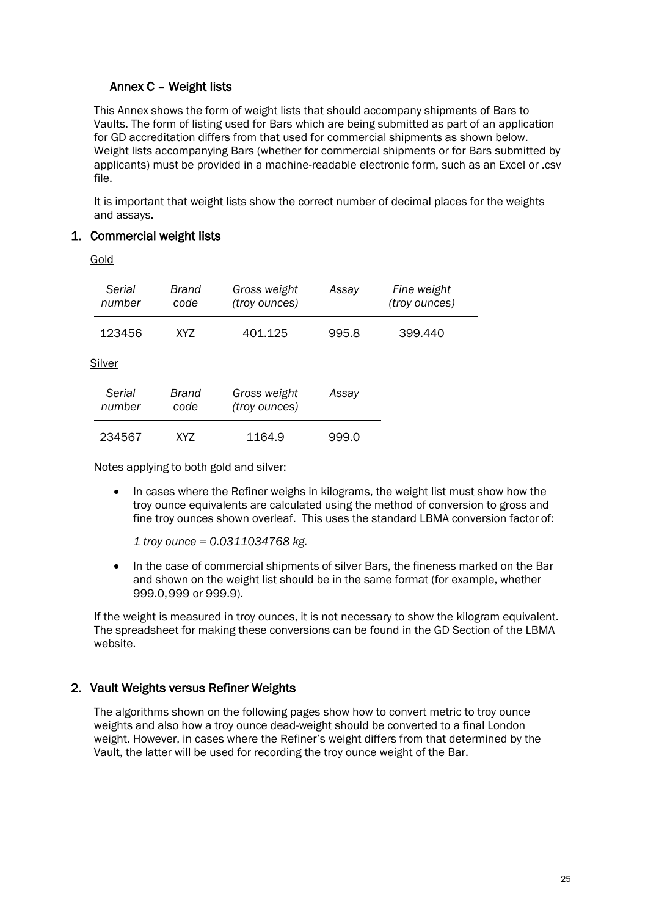## Annex C – Weight lists

This Annex shows the form of weight lists that should accompany shipments of Bars to Vaults. The form of listing used for Bars which are being submitted as part of an application for GD accreditation differs from that used for commercial shipments as shown below. Weight lists accompanying Bars (whether for commercial shipments or for Bars submitted by applicants) must be provided in a machine-readable electronic form, such as an Excel or .csv file.

It is important that weight lists show the correct number of decimal places for the weights and assays.

### 1. Commercial weight lists

Gold

| *Serial number* | *Brand code* | *Gross weight (troy ounces)* | *Assay* | *Fine weight (troy ounces)* |
|---|---|---|---|---|
| 123456 | XYZ | 401.125 | 995.8 | 399.440 |

Silver

| *Serial number* | *Brand code* | *Gross weight (troy ounces)* | *Assay* |
|---|---|---|---|
| 234567 | XYZ | 1164.9 | 999.0 |

Notes applying to both gold and silver:

- In cases where the Refiner weighs in kilograms, the weight list must show how the troy ounce equivalents are calculated using the method of conversion to gross and fine troy ounces shown overleaf. This uses the standard LBMA conversion factor of:

  *1 troy ounce = 0.0311034768 kg.*

- In the case of commercial shipments of silver Bars, the fineness marked on the Bar and shown on the weight list should be in the same format (for example, whether 999.0, 999 or 999.9).

If the weight is measured in troy ounces, it is not necessary to show the kilogram equivalent. The spreadsheet for making these conversions can be found in the GD Section of the LBMA website.

### 2. Vault Weights versus Refiner Weights

The algorithms shown on the following pages show how to convert metric to troy ounce weights and also how a troy ounce dead-weight should be converted to a final London weight. However, in cases where the Refiner's weight differs from that determined by the Vault, the latter will be used for recording the troy ounce weight of the Bar.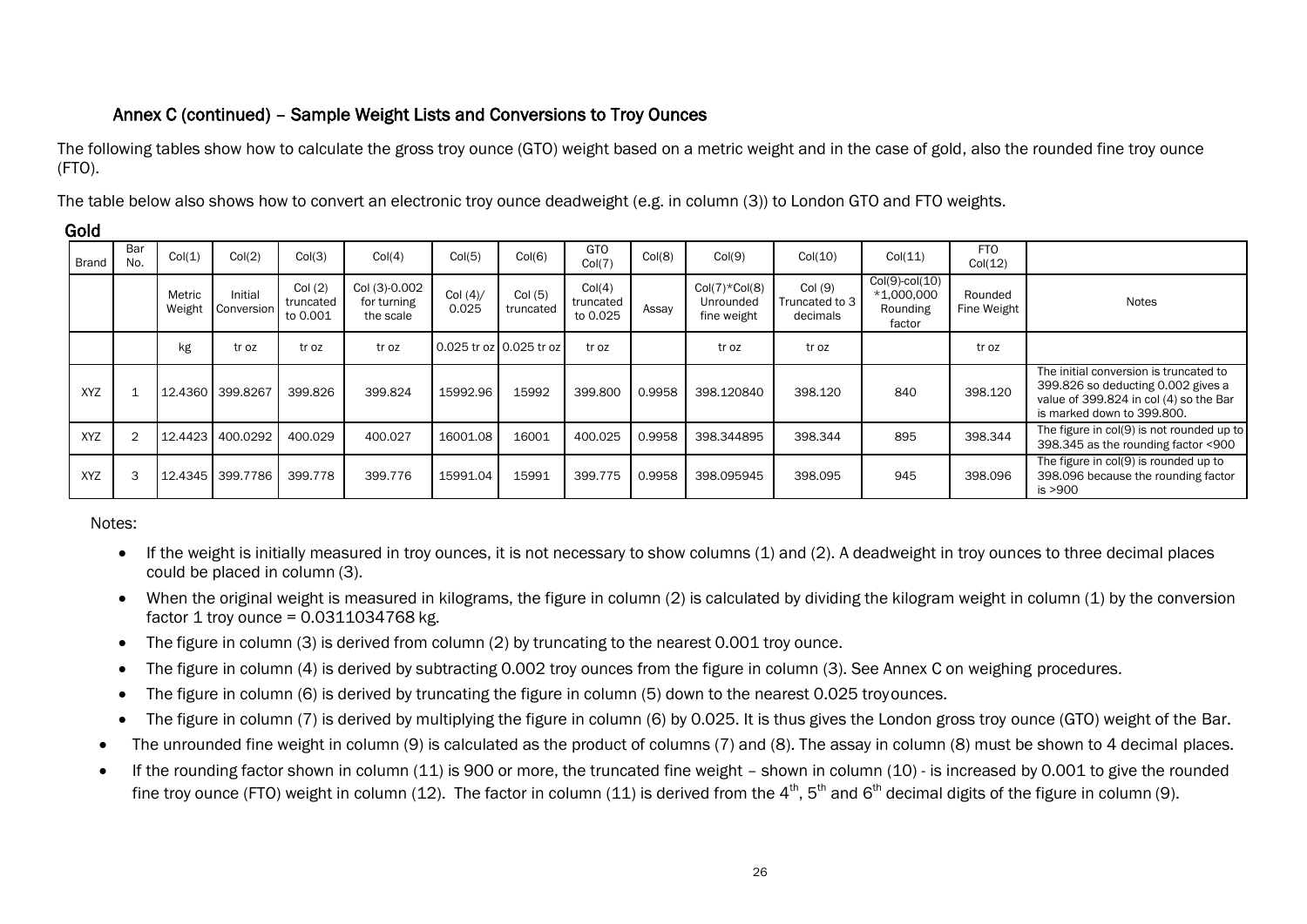## Annex C (continued) – Sample Weight Lists and Conversions to Troy Ounces

The following tables show how to calculate the gross troy ounce (GTO) weight based on a metric weight and in the case of gold, also the rounded fine troy ounce (FTO).

The table below also shows how to convert an electronic troy ounce deadweight (e.g. in column (3)) to London GTO and FTO weights.

### Gold

| Brand | Bar No. | Col(1) | Col(2) | Col(3) | Col(4) | Col(5) | Col(6) | GTO Col(7) | Col(8) | Col(9) | Col(10) | Col(11) | FTO Col(12) | |
|---|---|---|---|---|---|---|---|---|---|---|---|---|---|---|
| | | Metric Weight | Initial Conversion | Col (2) truncated to 0.001 | Col (3)-0.002 for turning the scale | Col (4)/ 0.025 | Col (5) truncated | Col(4) truncated to 0.025 | Assay | Col(7)*Col(8) Unrounded fine weight | Col (9) Truncated to 3 decimals | Col(9)-col(10) *1,000,000 Rounding factor | Rounded Fine Weight | Notes |
| | | kg | tr oz | tr oz | tr oz | 0.025 tr oz | 0.025 tr oz | tr oz | | tr oz | tr oz | | tr oz | |
| XYZ | 1 | 12.4360 | 399.8267 | 399.826 | 399.824 | 15992.96 | 15992 | 399.800 | 0.9958 | 398.120840 | 398.120 | 840 | 398.120 | The initial conversion is truncated to 399.826 so deducting 0.002 gives a value of 399.824 in col (4) so the Bar is marked down to 399.800. |
| XYZ | 2 | 12.4423 | 400.0292 | 400.029 | 400.027 | 16001.08 | 16001 | 400.025 | 0.9958 | 398.344895 | 398.344 | 895 | 398.344 | The figure in col(9) is not rounded up to 398.345 as the rounding factor <900 |
| XYZ | 3 | 12.4345 | 399.7786 | 399.778 | 399.776 | 15991.04 | 15991 | 399.775 | 0.9958 | 398.095945 | 398.095 | 945 | 398.096 | The figure in col(9) is rounded up to 398.096 because the rounding factor is >900 |

Notes:

- If the weight is initially measured in troy ounces, it is not necessary to show columns (1) and (2). A deadweight in troy ounces to three decimal places could be placed in column (3).
- When the original weight is measured in kilograms, the figure in column (2) is calculated by dividing the kilogram weight in column (1) by the conversion factor 1 troy ounce = 0.0311034768 kg.
- The figure in column (3) is derived from column (2) by truncating to the nearest 0.001 troy ounce.
- The figure in column (4) is derived by subtracting 0.002 troy ounces from the figure in column (3). See Annex C on weighing procedures.
- The figure in column (6) is derived by truncating the figure in column (5) down to the nearest 0.025 troyounces.
- The figure in column (7) is derived by multiplying the figure in column (6) by 0.025. It is thus gives the London gross troy ounce (GTO) weight of the Bar.
- The unrounded fine weight in column (9) is calculated as the product of columns (7) and (8). The assay in column (8) must be shown to 4 decimal places.
- If the rounding factor shown in column (11) is 900 or more, the truncated fine weight – shown in column (10) - is increased by 0.001 to give the rounded fine troy ounce (FTO) weight in column (12). The factor in column (11) is derived from the 4$^{th}$, 5$^{th}$ and 6$^{th}$ decimal digits of the figure in column (9).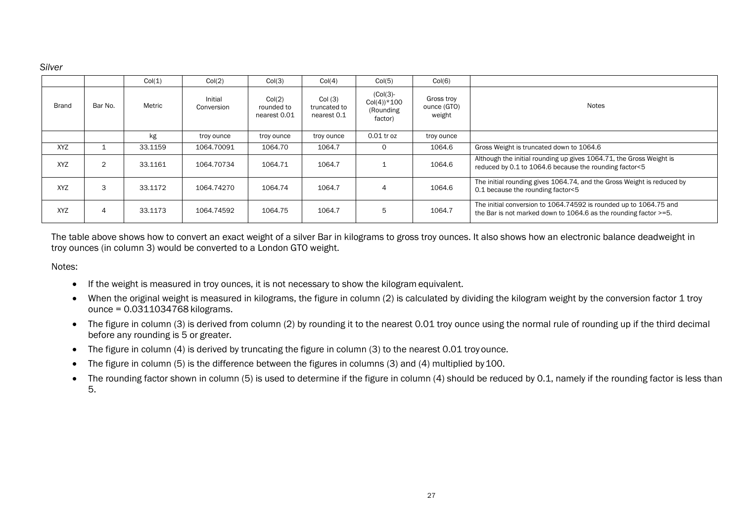*Silver*

| | | Col(1) | Col(2) | Col(3) | Col(4) | Col(5) | Col(6) | |
|---|---|---|---|---|---|---|---|---|
| Brand | Bar No. | Metric | Initial Conversion | Col(2) rounded to nearest 0.01 | Col (3) truncated to nearest 0.1 | (Col(3)-Col(4))*100 (Rounding factor) | Gross troy ounce (GTO) weight | Notes |
| | | kg | troy ounce | troy ounce | troy ounce | 0.01 tr oz | troy ounce | |
| XYZ | 1 | 33.1159 | 1064.70091 | 1064.70 | 1064.7 | 0 | 1064.6 | Gross Weight is truncated down to 1064.6 |
| XYZ | 2 | 33.1161 | 1064.70734 | 1064.71 | 1064.7 | 1 | 1064.6 | Although the initial rounding up gives 1064.71, the Gross Weight is reduced by 0.1 to 1064.6 because the rounding factor<5 |
| XYZ | 3 | 33.1172 | 1064.74270 | 1064.74 | 1064.7 | 4 | 1064.6 | The initial rounding gives 1064.74, and the Gross Weight is reduced by 0.1 because the rounding factor<5 |
| XYZ | 4 | 33.1173 | 1064.74592 | 1064.75 | 1064.7 | 5 | 1064.7 | The initial conversion to 1064.74592 is rounded up to 1064.75 and the Bar is not marked down to 1064.6 as the rounding factor >=5. |

The table above shows how to convert an exact weight of a silver Bar in kilograms to gross troy ounces. It also shows how an electronic balance deadweight in troy ounces (in column 3) would be converted to a London GTO weight.

Notes:

- If the weight is measured in troy ounces, it is not necessary to show the kilogram equivalent.
- When the original weight is measured in kilograms, the figure in column (2) is calculated by dividing the kilogram weight by the conversion factor 1 troy ounce = 0.0311034768 kilograms.
- The figure in column (3) is derived from column (2) by rounding it to the nearest 0.01 troy ounce using the normal rule of rounding up if the third decimal before any rounding is 5 or greater.
- The figure in column (4) is derived by truncating the figure in column (3) to the nearest 0.01 troy ounce.
- The figure in column (5) is the difference between the figures in columns (3) and (4) multiplied by 100.
- The rounding factor shown in column (5) is used to determine if the figure in column (4) should be reduced by 0.1, namely if the rounding factor is less than 5.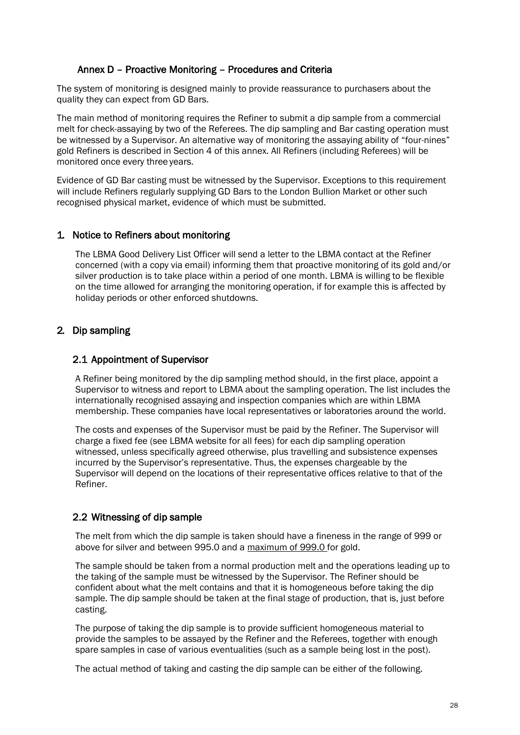## Annex D – Proactive Monitoring – Procedures and Criteria

The system of monitoring is designed mainly to provide reassurance to purchasers about the quality they can expect from GD Bars.

The main method of monitoring requires the Refiner to submit a dip sample from a commercial melt for check-assaying by two of the Referees. The dip sampling and Bar casting operation must be witnessed by a Supervisor. An alternative way of monitoring the assaying ability of "four-nines" gold Refiners is described in Section 4 of this annex. All Refiners (including Referees) will be monitored once every three years.

Evidence of GD Bar casting must be witnessed by the Supervisor. Exceptions to this requirement will include Refiners regularly supplying GD Bars to the London Bullion Market or other such recognised physical market, evidence of which must be submitted.

### 1. Notice to Refiners about monitoring

The LBMA Good Delivery List Officer will send a letter to the LBMA contact at the Refiner concerned (with a copy via email) informing them that proactive monitoring of its gold and/or silver production is to take place within a period of one month. LBMA is willing to be flexible on the time allowed for arranging the monitoring operation, if for example this is affected by holiday periods or other enforced shutdowns.

### 2. Dip sampling

#### 2.1 Appointment of Supervisor

A Refiner being monitored by the dip sampling method should, in the first place, appoint a Supervisor to witness and report to LBMA about the sampling operation. The list includes the internationally recognised assaying and inspection companies which are within LBMA membership. These companies have local representatives or laboratories around the world.

The costs and expenses of the Supervisor must be paid by the Refiner. The Supervisor will charge a fixed fee (see LBMA website for all fees) for each dip sampling operation witnessed, unless specifically agreed otherwise, plus travelling and subsistence expenses incurred by the Supervisor's representative. Thus, the expenses chargeable by the Supervisor will depend on the locations of their representative offices relative to that of the Refiner.

#### 2.2 Witnessing of dip sample

The melt from which the dip sample is taken should have a fineness in the range of 999 or above for silver and between 995.0 and a maximum of 999.0 for gold.

The sample should be taken from a normal production melt and the operations leading up to the taking of the sample must be witnessed by the Supervisor. The Refiner should be confident about what the melt contains and that it is homogeneous before taking the dip sample. The dip sample should be taken at the final stage of production, that is, just before casting.

The purpose of taking the dip sample is to provide sufficient homogeneous material to provide the samples to be assayed by the Refiner and the Referees, together with enough spare samples in case of various eventualities (such as a sample being lost in the post).

The actual method of taking and casting the dip sample can be either of the following.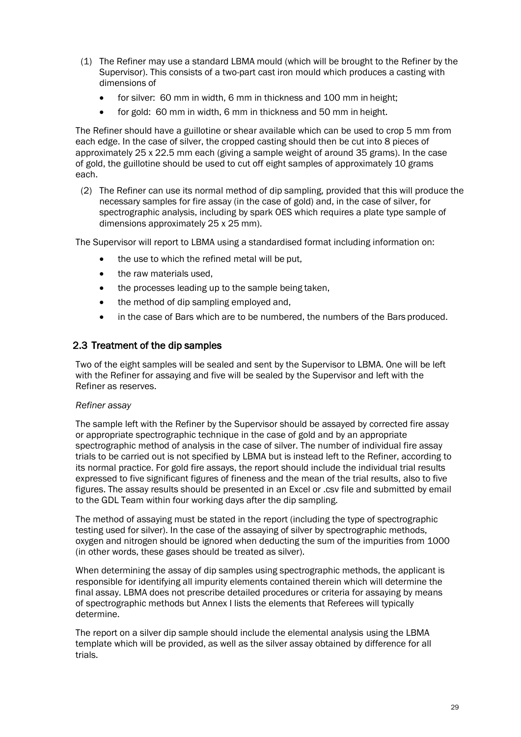(1) The Refiner may use a standard LBMA mould (which will be brought to the Refiner by the Supervisor). This consists of a two-part cast iron mould which produces a casting with dimensions of

- for silver: 60 mm in width, 6 mm in thickness and 100 mm in height;
- for gold: 60 mm in width, 6 mm in thickness and 50 mm in height.

The Refiner should have a guillotine or shear available which can be used to crop 5 mm from each edge. In the case of silver, the cropped casting should then be cut into 8 pieces of approximately 25 x 22.5 mm each (giving a sample weight of around 35 grams). In the case of gold, the guillotine should be used to cut off eight samples of approximately 10 grams each.

(2) The Refiner can use its normal method of dip sampling, provided that this will produce the necessary samples for fire assay (in the case of gold) and, in the case of silver, for spectrographic analysis, including by spark OES which requires a plate type sample of dimensions approximately 25 x 25 mm).

The Supervisor will report to LBMA using a standardised format including information on:

- the use to which the refined metal will be put,
- the raw materials used,
- the processes leading up to the sample being taken,
- the method of dip sampling employed and,
- in the case of Bars which are to be numbered, the numbers of the Bars produced.

## 2.3 Treatment of the dip samples

Two of the eight samples will be sealed and sent by the Supervisor to LBMA. One will be left with the Refiner for assaying and five will be sealed by the Supervisor and left with the Refiner as reserves.

*Refiner assay*

The sample left with the Refiner by the Supervisor should be assayed by corrected fire assay or appropriate spectrographic technique in the case of gold and by an appropriate spectrographic method of analysis in the case of silver. The number of individual fire assay trials to be carried out is not specified by LBMA but is instead left to the Refiner, according to its normal practice. For gold fire assays, the report should include the individual trial results expressed to five significant figures of fineness and the mean of the trial results, also to five figures. The assay results should be presented in an Excel or .csv file and submitted by email to the GDL Team within four working days after the dip sampling.

The method of assaying must be stated in the report (including the type of spectrographic testing used for silver). In the case of the assaying of silver by spectrographic methods, oxygen and nitrogen should be ignored when deducting the sum of the impurities from 1000 (in other words, these gases should be treated as silver).

When determining the assay of dip samples using spectrographic methods, the applicant is responsible for identifying all impurity elements contained therein which will determine the final assay. LBMA does not prescribe detailed procedures or criteria for assaying by means of spectrographic methods but Annex I lists the elements that Referees will typically determine.

The report on a silver dip sample should include the elemental analysis using the LBMA template which will be provided, as well as the silver assay obtained by difference for all trials.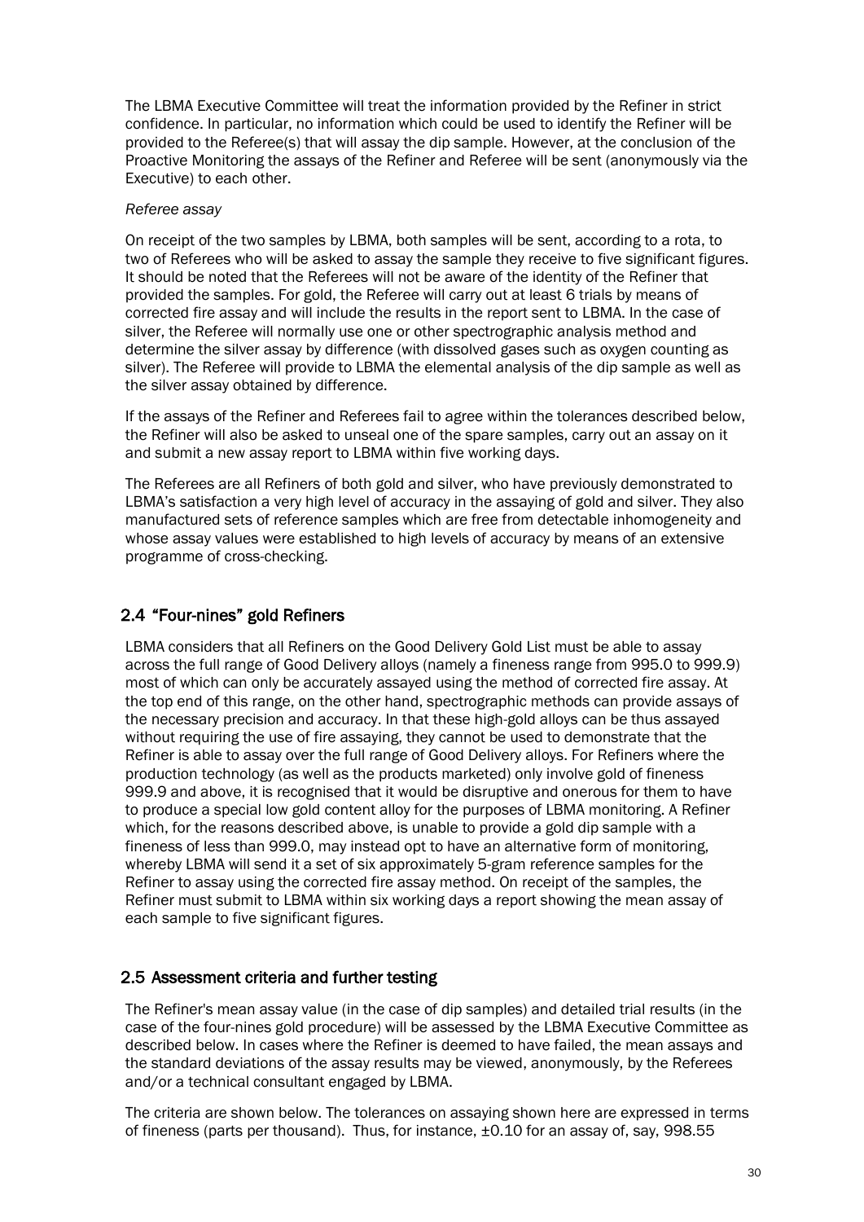The LBMA Executive Committee will treat the information provided by the Refiner in strict confidence. In particular, no information which could be used to identify the Refiner will be provided to the Referee(s) that will assay the dip sample. However, at the conclusion of the Proactive Monitoring the assays of the Refiner and Referee will be sent (anonymously via the Executive) to each other.

*Referee assay*

On receipt of the two samples by LBMA, both samples will be sent, according to a rota, to two of Referees who will be asked to assay the sample they receive to five significant figures. It should be noted that the Referees will not be aware of the identity of the Refiner that provided the samples. For gold, the Referee will carry out at least 6 trials by means of corrected fire assay and will include the results in the report sent to LBMA. In the case of silver, the Referee will normally use one or other spectrographic analysis method and determine the silver assay by difference (with dissolved gases such as oxygen counting as silver). The Referee will provide to LBMA the elemental analysis of the dip sample as well as the silver assay obtained by difference.

If the assays of the Refiner and Referees fail to agree within the tolerances described below, the Refiner will also be asked to unseal one of the spare samples, carry out an assay on it and submit a new assay report to LBMA within five working days.

The Referees are all Refiners of both gold and silver, who have previously demonstrated to LBMA's satisfaction a very high level of accuracy in the assaying of gold and silver. They also manufactured sets of reference samples which are free from detectable inhomogeneity and whose assay values were established to high levels of accuracy by means of an extensive programme of cross-checking.

## 2.4 "Four-nines" gold Refiners

LBMA considers that all Refiners on the Good Delivery Gold List must be able to assay across the full range of Good Delivery alloys (namely a fineness range from 995.0 to 999.9) most of which can only be accurately assayed using the method of corrected fire assay. At the top end of this range, on the other hand, spectrographic methods can provide assays of the necessary precision and accuracy. In that these high-gold alloys can be thus assayed without requiring the use of fire assaying, they cannot be used to demonstrate that the Refiner is able to assay over the full range of Good Delivery alloys. For Refiners where the production technology (as well as the products marketed) only involve gold of fineness 999.9 and above, it is recognised that it would be disruptive and onerous for them to have to produce a special low gold content alloy for the purposes of LBMA monitoring. A Refiner which, for the reasons described above, is unable to provide a gold dip sample with a fineness of less than 999.0, may instead opt to have an alternative form of monitoring, whereby LBMA will send it a set of six approximately 5-gram reference samples for the Refiner to assay using the corrected fire assay method. On receipt of the samples, the Refiner must submit to LBMA within six working days a report showing the mean assay of each sample to five significant figures.

## 2.5 Assessment criteria and further testing

The Refiner's mean assay value (in the case of dip samples) and detailed trial results (in the case of the four-nines gold procedure) will be assessed by the LBMA Executive Committee as described below. In cases where the Refiner is deemed to have failed, the mean assays and the standard deviations of the assay results may be viewed, anonymously, by the Referees and/or a technical consultant engaged by LBMA.

The criteria are shown below. The tolerances on assaying shown here are expressed in terms of fineness (parts per thousand). Thus, for instance, ±0.10 for an assay of, say, 998.55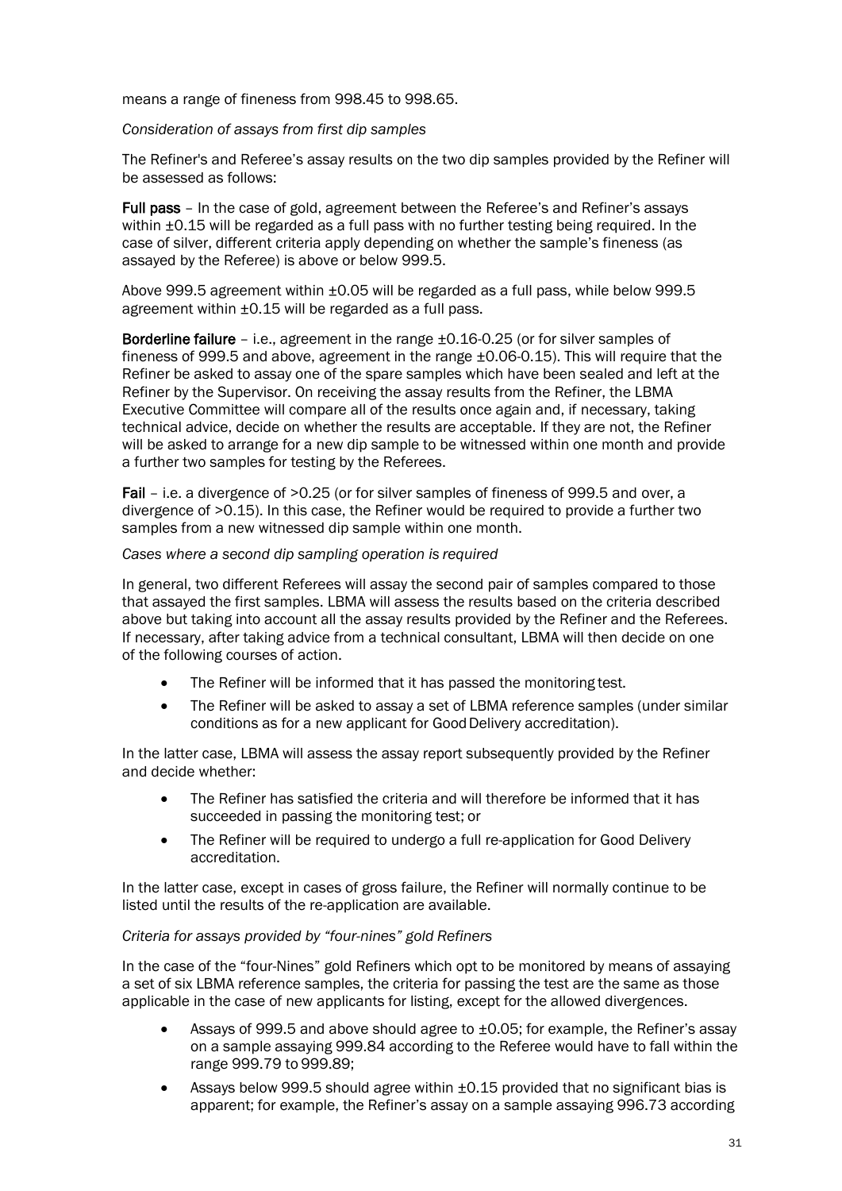means a range of fineness from 998.45 to 998.65.

*Consideration of assays from first dip samples*

The Refiner's and Referee's assay results on the two dip samples provided by the Refiner will be assessed as follows:

**Full pass** – In the case of gold, agreement between the Referee's and Refiner's assays within ±0.15 will be regarded as a full pass with no further testing being required. In the case of silver, different criteria apply depending on whether the sample's fineness (as assayed by the Referee) is above or below 999.5.

Above 999.5 agreement within ±0.05 will be regarded as a full pass, while below 999.5 agreement within ±0.15 will be regarded as a full pass.

**Borderline failure** – i.e., agreement in the range ±0.16-0.25 (or for silver samples of fineness of 999.5 and above, agreement in the range ±0.06-0.15). This will require that the Refiner be asked to assay one of the spare samples which have been sealed and left at the Refiner by the Supervisor. On receiving the assay results from the Refiner, the LBMA Executive Committee will compare all of the results once again and, if necessary, taking technical advice, decide on whether the results are acceptable. If they are not, the Refiner will be asked to arrange for a new dip sample to be witnessed within one month and provide a further two samples for testing by the Referees.

**Fail** – i.e. a divergence of >0.25 (or for silver samples of fineness of 999.5 and over, a divergence of >0.15). In this case, the Refiner would be required to provide a further two samples from a new witnessed dip sample within one month.

*Cases where a second dip sampling operation is required*

In general, two different Referees will assay the second pair of samples compared to those that assayed the first samples. LBMA will assess the results based on the criteria described above but taking into account all the assay results provided by the Refiner and the Referees. If necessary, after taking advice from a technical consultant, LBMA will then decide on one of the following courses of action.

- The Refiner will be informed that it has passed the monitoring test.
- The Refiner will be asked to assay a set of LBMA reference samples (under similar conditions as for a new applicant for Good Delivery accreditation).

In the latter case, LBMA will assess the assay report subsequently provided by the Refiner and decide whether:

- The Refiner has satisfied the criteria and will therefore be informed that it has succeeded in passing the monitoring test; or
- The Refiner will be required to undergo a full re-application for Good Delivery accreditation.

In the latter case, except in cases of gross failure, the Refiner will normally continue to be listed until the results of the re-application are available.

*Criteria for assays provided by "four-nines" gold Refiners*

In the case of the "four-Nines" gold Refiners which opt to be monitored by means of assaying a set of six LBMA reference samples, the criteria for passing the test are the same as those applicable in the case of new applicants for listing, except for the allowed divergences.

- Assays of 999.5 and above should agree to ±0.05; for example, the Refiner's assay on a sample assaying 999.84 according to the Referee would have to fall within the range 999.79 to 999.89;
- Assays below 999.5 should agree within ±0.15 provided that no significant bias is apparent; for example, the Refiner's assay on a sample assaying 996.73 according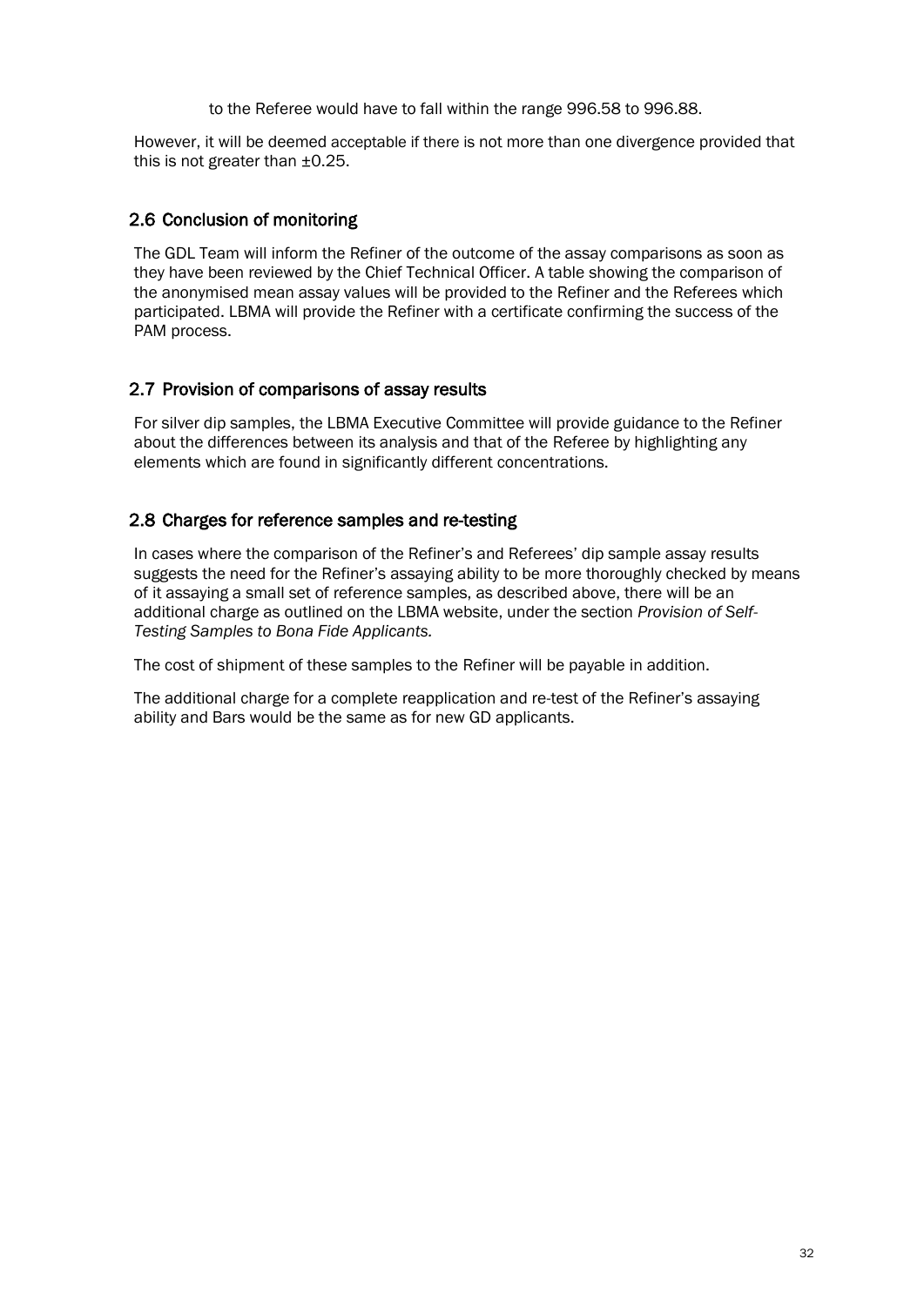to the Referee would have to fall within the range 996.58 to 996.88.

However, it will be deemed acceptable if there is not more than one divergence provided that this is not greater than ±0.25.

## 2.6 Conclusion of monitoring

The GDL Team will inform the Refiner of the outcome of the assay comparisons as soon as they have been reviewed by the Chief Technical Officer. A table showing the comparison of the anonymised mean assay values will be provided to the Refiner and the Referees which participated. LBMA will provide the Refiner with a certificate confirming the success of the PAM process.

## 2.7 Provision of comparisons of assay results

For silver dip samples, the LBMA Executive Committee will provide guidance to the Refiner about the differences between its analysis and that of the Referee by highlighting any elements which are found in significantly different concentrations.

## 2.8 Charges for reference samples and re-testing

In cases where the comparison of the Refiner's and Referees' dip sample assay results suggests the need for the Refiner's assaying ability to be more thoroughly checked by means of it assaying a small set of reference samples, as described above, there will be an additional charge as outlined on the LBMA website, under the section *Provision of Self-Testing Samples to Bona Fide Applicants.*

The cost of shipment of these samples to the Refiner will be payable in addition.

The additional charge for a complete reapplication and re-test of the Refiner's assaying ability and Bars would be the same as for new GD applicants.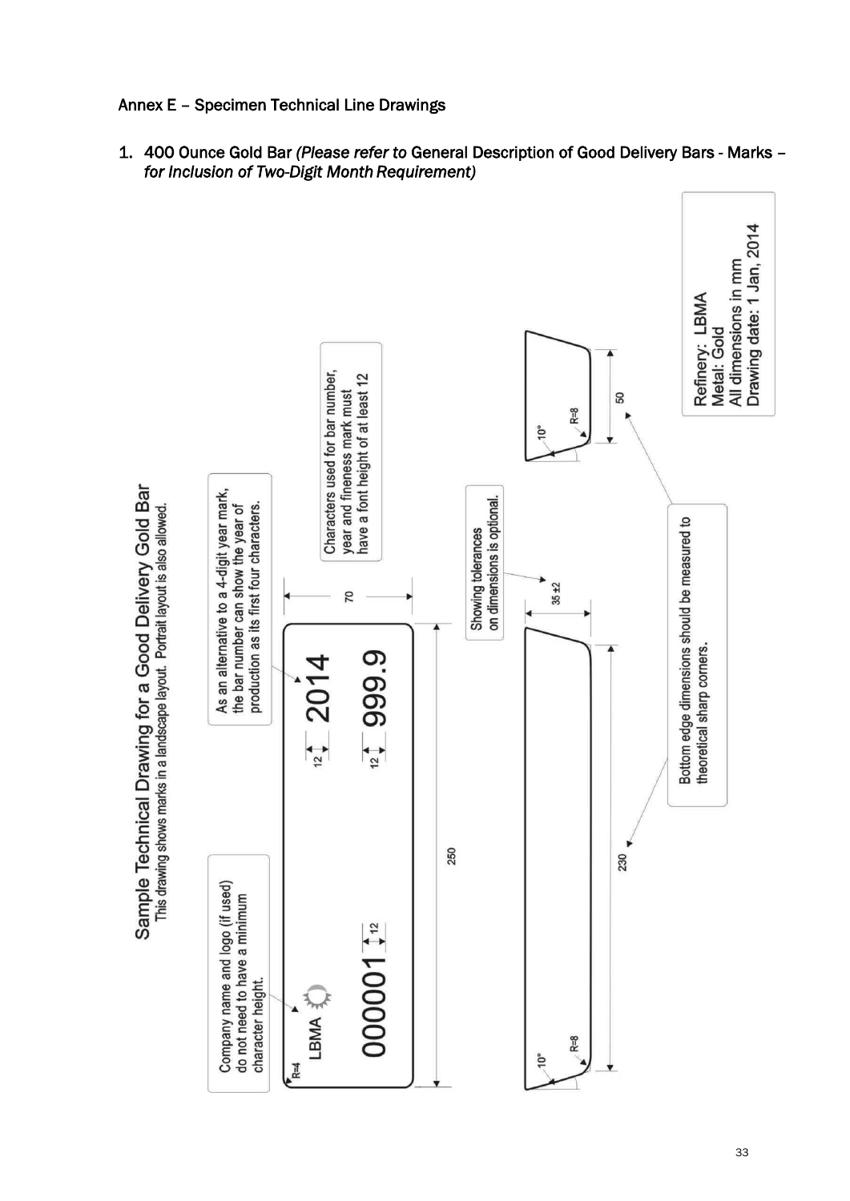Annex E – Specimen Technical Line Drawings

1. 400 Ounce Gold Bar *(Please refer to* General Description of Good Delivery Bars - Marks – *for Inclusion of Two-Digit Month Requirement)*

Sample Technical Drawing for a Good Delivery Gold Bar

This drawing shows marks in a landscape layout. Portrait layout is also allowed.

Company name and logo (if used) do not need to have a minimum character height.

As an alternative to a 4-digit year mark, the bar number can show the year of production as its first four characters.

Characters used for bar number, year and fineness mark must have a font height of at least 12

LBMA

000001

2014

999.9

R=4

12

12

12

70

250

Showing tolerances on dimensions is optional.

35 ±2

10°

R=8

230

50

Bottom edge dimensions should be measured to theoretical sharp corners.

Refinery: LBMA
Metal: Gold
All dimensions in mm
Drawing date: 1 Jan, 2014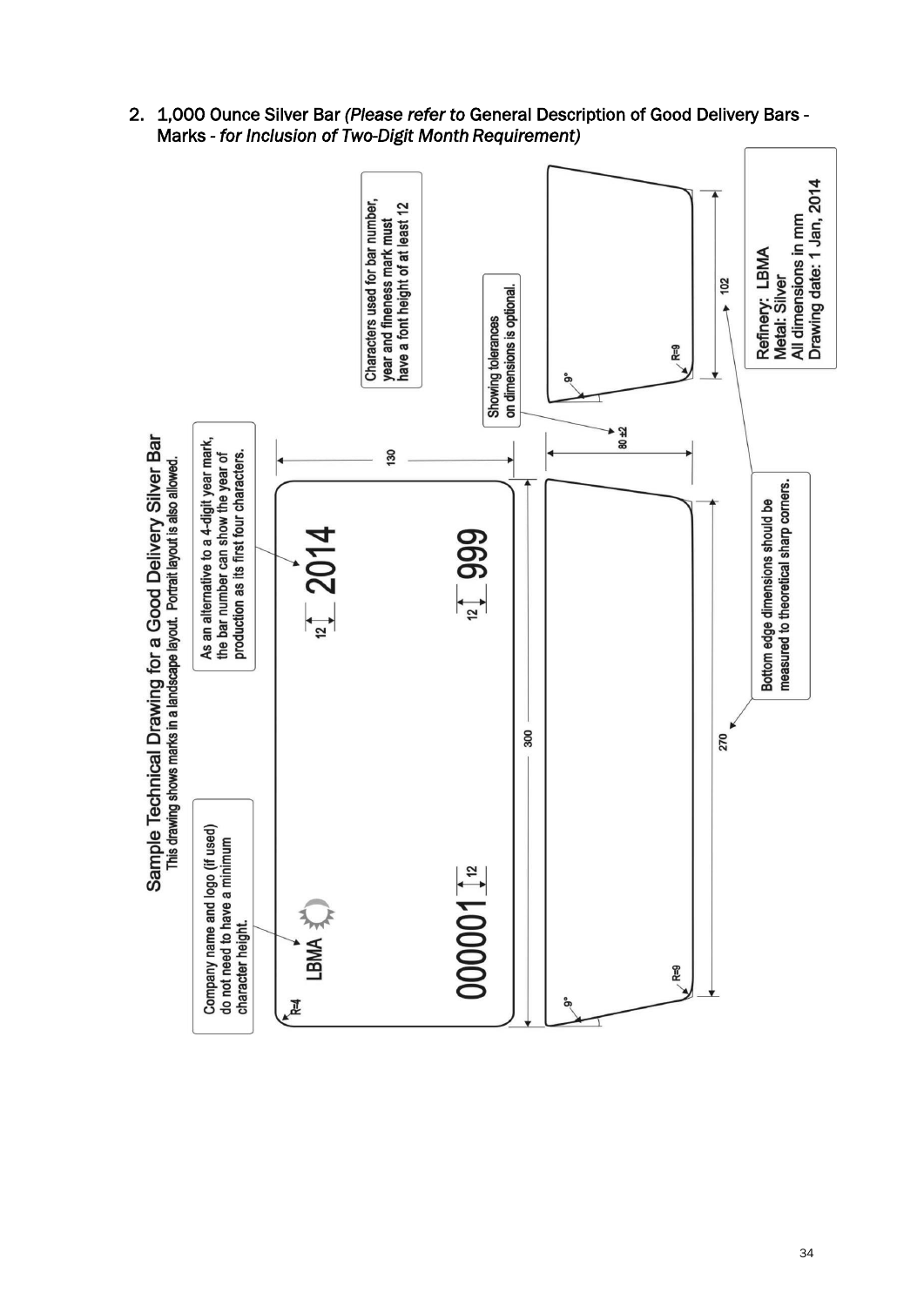2. 1,000 Ounce Silver Bar *(Please refer to* General Description of Good Delivery Bars - Marks - *for Inclusion of Two-Digit Month Requirement)*

**Sample Technical Drawing for a Good Delivery Silver Bar**

This drawing shows marks in a landscape layout. Portrait layout is also allowed.

Company name and logo (if used) do not need to have a minimum character height.

As an alternative to a 4-digit year mark, the bar number can show the year of production as its first four characters.

Characters used for bar number, year and fineness mark must have a font height of at least 12

Showing tolerances on dimensions is optional.

Bottom edge dimensions should be measured to theoretical sharp corners.

LBMA

000001 (12)

2014 (12)

999 (12)

R=4

300

130

270

80 ±2

102

R=9

9°

Refinery: LBMA
Metal: Silver
All dimensions in mm
Drawing date: 1 Jan, 2014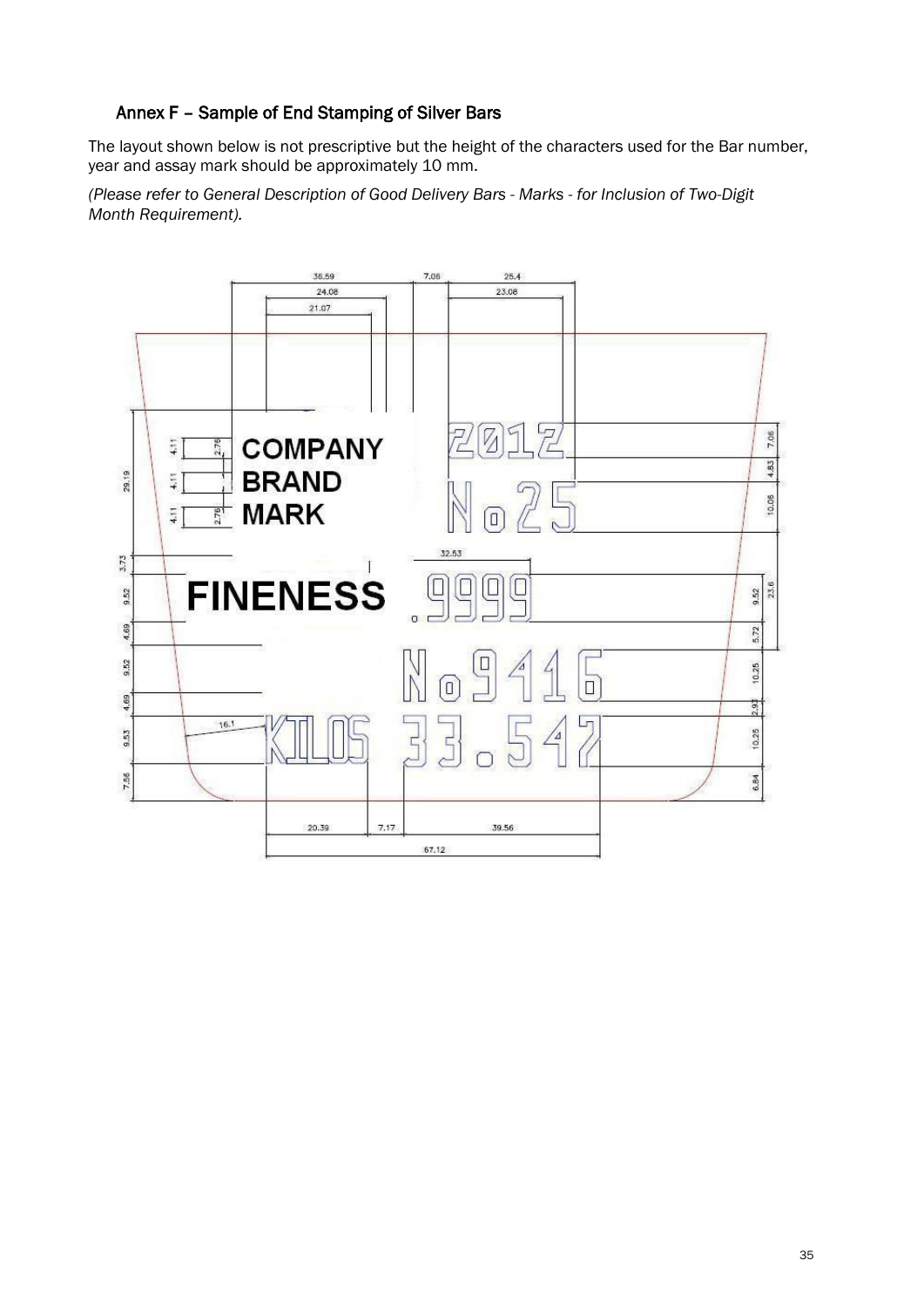## Annex F – Sample of End Stamping of Silver Bars

The layout shown below is not prescriptive but the height of the characters used for the Bar number, year and assay mark should be approximately 10 mm.

*(Please refer to General Description of Good Delivery Bars - Marks - for Inclusion of Two-Digit Month Requirement).*

COMPANY
BRAND
MARK

2012
No 25

FINENESS .9999

No 9416

KILOS 33.542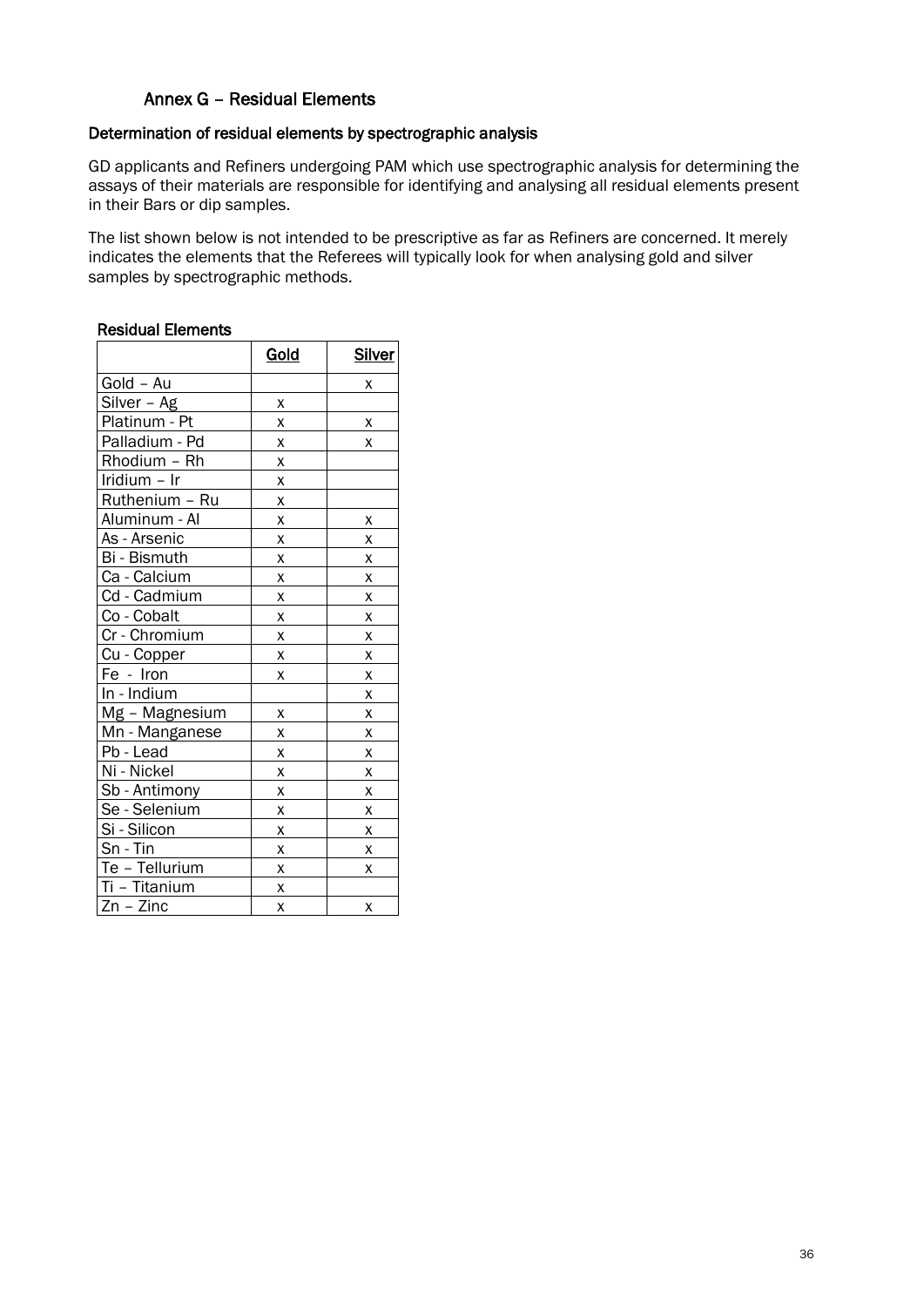## Annex G – Residual Elements

### Determination of residual elements by spectrographic analysis

GD applicants and Refiners undergoing PAM which use spectrographic analysis for determining the assays of their materials are responsible for identifying and analysing all residual elements present in their Bars or dip samples.

The list shown below is not intended to be prescriptive as far as Refiners are concerned. It merely indicates the elements that the Referees will typically look for when analysing gold and silver samples by spectrographic methods.

**Residual Elements**

| | Gold | Silver |
|---|---|---|
| Gold – Au | | x |
| Silver – Ag | x | |
| Platinum - Pt | x | x |
| Palladium - Pd | x | x |
| Rhodium – Rh | x | |
| Iridium – Ir | x | |
| Ruthenium – Ru | x | |
| Aluminum - Al | x | x |
| As - Arsenic | x | x |
| Bi - Bismuth | x | x |
| Ca - Calcium | x | x |
| Cd - Cadmium | x | x |
| Co - Cobalt | x | x |
| Cr - Chromium | x | x |
| Cu - Copper | x | x |
| Fe - Iron | x | x |
| In - Indium | | x |
| Mg – Magnesium | x | x |
| Mn - Manganese | x | x |
| Pb - Lead | x | x |
| Ni - Nickel | x | x |
| Sb - Antimony | x | x |
| Se - Selenium | x | x |
| Si - Silicon | x | x |
| Sn - Tin | x | x |
| Te – Tellurium | x | x |
| Ti – Titanium | x | |
| Zn – Zinc | x | x |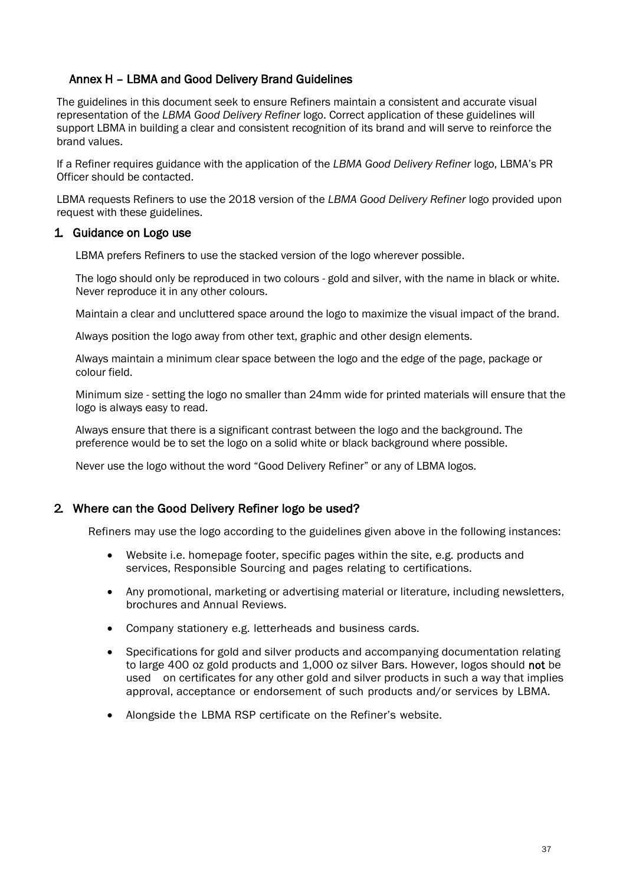## Annex H – LBMA and Good Delivery Brand Guidelines

The guidelines in this document seek to ensure Refiners maintain a consistent and accurate visual representation of the *LBMA Good Delivery Refiner* logo. Correct application of these guidelines will support LBMA in building a clear and consistent recognition of its brand and will serve to reinforce the brand values.

If a Refiner requires guidance with the application of the *LBMA Good Delivery Refiner* logo, LBMA's PR Officer should be contacted.

LBMA requests Refiners to use the 2018 version of the *LBMA Good Delivery Refiner* logo provided upon request with these guidelines.

### 1. Guidance on Logo use

LBMA prefers Refiners to use the stacked version of the logo wherever possible.

The logo should only be reproduced in two colours - gold and silver, with the name in black or white. Never reproduce it in any other colours.

Maintain a clear and uncluttered space around the logo to maximize the visual impact of the brand.

Always position the logo away from other text, graphic and other design elements.

Always maintain a minimum clear space between the logo and the edge of the page, package or colour field.

Minimum size - setting the logo no smaller than 24mm wide for printed materials will ensure that the logo is always easy to read.

Always ensure that there is a significant contrast between the logo and the background. The preference would be to set the logo on a solid white or black background where possible.

Never use the logo without the word "Good Delivery Refiner" or any of LBMA logos.

### 2. Where can the Good Delivery Refiner logo be used?

Refiners may use the logo according to the guidelines given above in the following instances:

- Website i.e. homepage footer, specific pages within the site, e.g. products and services, Responsible Sourcing and pages relating to certifications.
- Any promotional, marketing or advertising material or literature, including newsletters, brochures and Annual Reviews.
- Company stationery e.g. letterheads and business cards.
- Specifications for gold and silver products and accompanying documentation relating to large 400 oz gold products and 1,000 oz silver Bars. However, logos should **not** be used on certificates for any other gold and silver products in such a way that implies approval, acceptance or endorsement of such products and/or services by LBMA.
- Alongside the LBMA RSP certificate on the Refiner's website.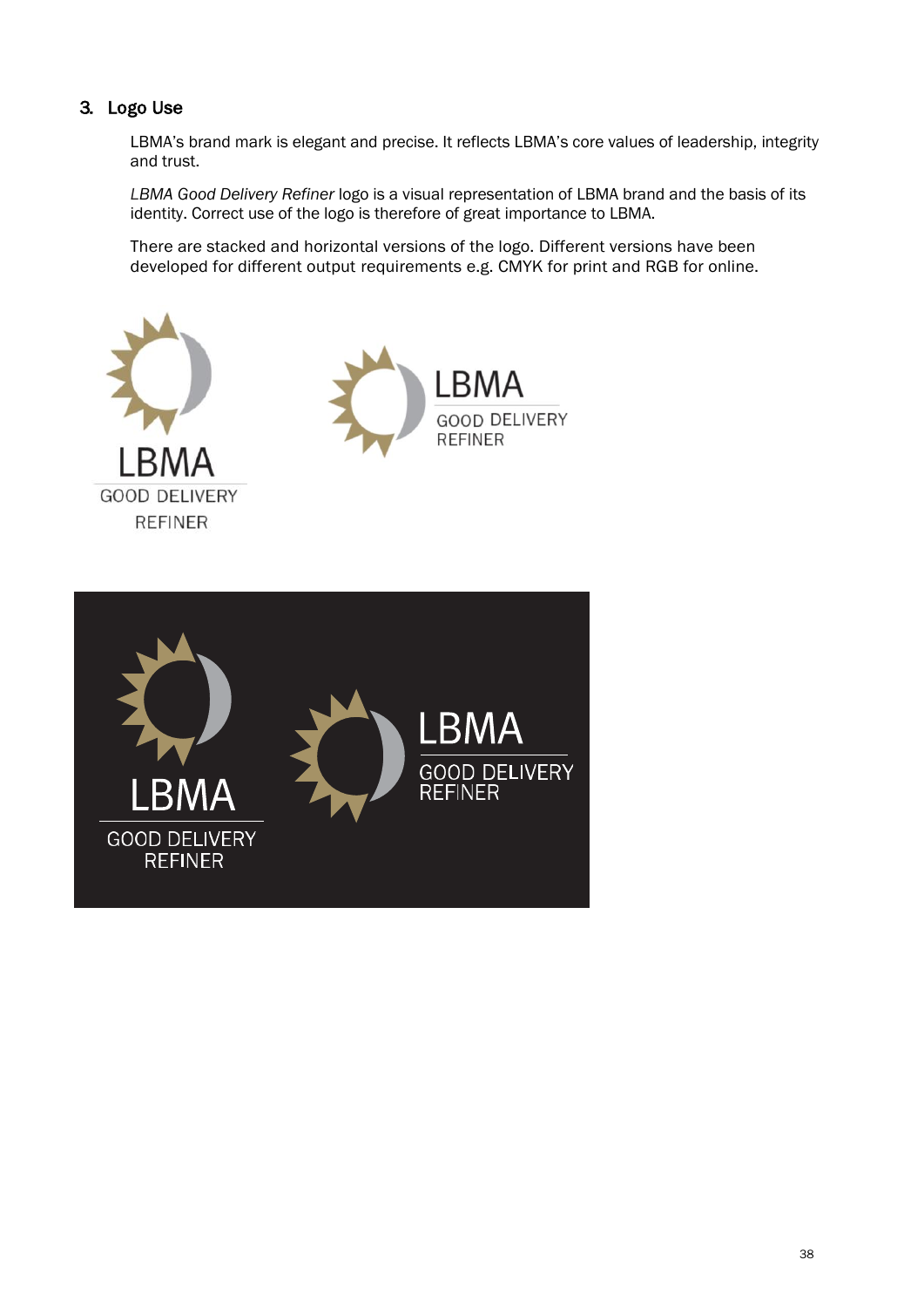## 3. Logo Use

LBMA's brand mark is elegant and precise. It reflects LBMA's core values of leadership, integrity and trust.

*LBMA Good Delivery Refiner* logo is a visual representation of LBMA brand and the basis of its identity. Correct use of the logo is therefore of great importance to LBMA.

There are stacked and horizontal versions of the logo. Different versions have been developed for different output requirements e.g. CMYK for print and RGB for online.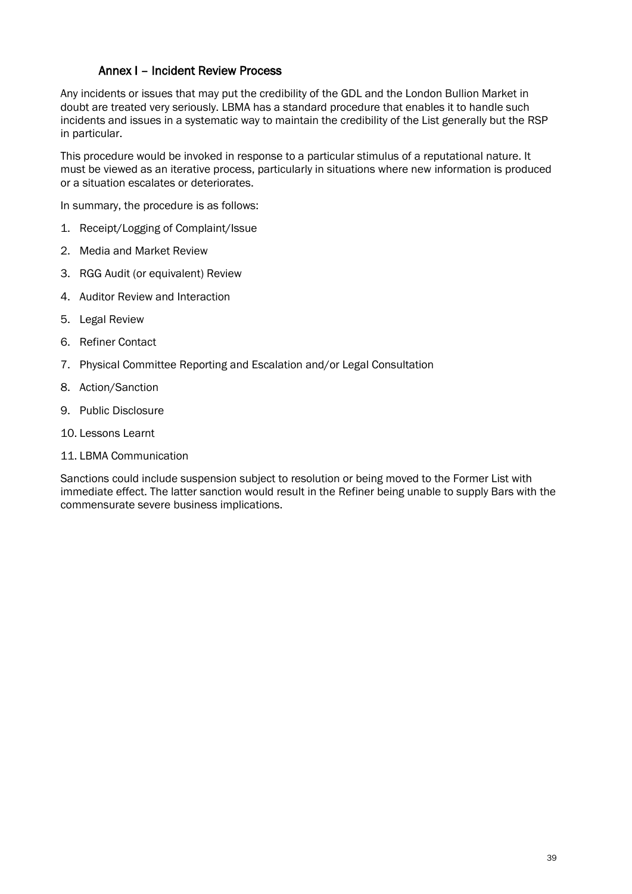## Annex I – Incident Review Process

Any incidents or issues that may put the credibility of the GDL and the London Bullion Market in doubt are treated very seriously. LBMA has a standard procedure that enables it to handle such incidents and issues in a systematic way to maintain the credibility of the List generally but the RSP in particular.

This procedure would be invoked in response to a particular stimulus of a reputational nature. It must be viewed as an iterative process, particularly in situations where new information is produced or a situation escalates or deteriorates.

In summary, the procedure is as follows:

1. Receipt/Logging of Complaint/Issue
2. Media and Market Review
3. RGG Audit (or equivalent) Review
4. Auditor Review and Interaction
5. Legal Review
6. Refiner Contact
7. Physical Committee Reporting and Escalation and/or Legal Consultation
8. Action/Sanction
9. Public Disclosure
10. Lessons Learnt
11. LBMA Communication

Sanctions could include suspension subject to resolution or being moved to the Former List with immediate effect. The latter sanction would result in the Refiner being unable to supply Bars with the commensurate severe business implications.